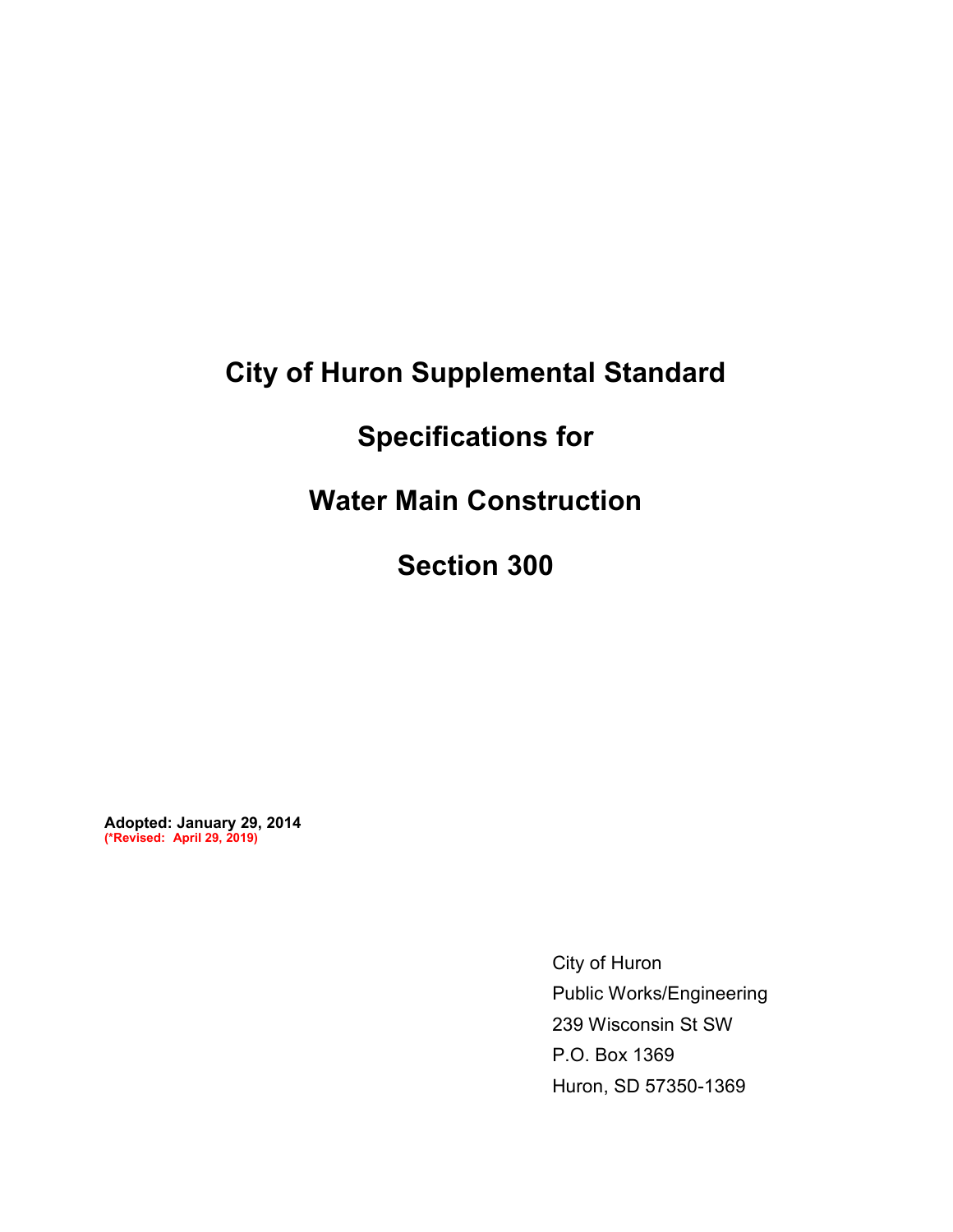# City of Huron Supplemental Standard

# Specifications for

# Water Main Construction

# Section 300

**Adopted: January 29, 2014**
**(*Revised: April 29, 2019)**

City of Huron
Public Works/Engineering
239 Wisconsin St SW
P.O. Box 1369
Huron, SD 57350-1369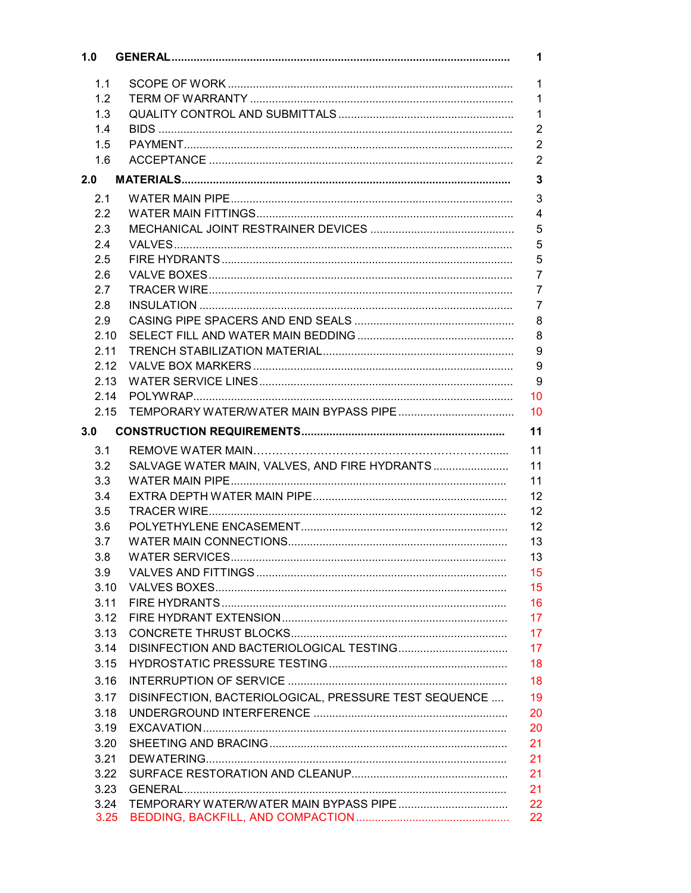| | | |
|---|---|---|
| **1.0** | **GENERAL** | **1** |
| 1.1 | SCOPE OF WORK | 1 |
| 1.2 | TERM OF WARRANTY | 1 |
| 1.3 | QUALITY CONTROL AND SUBMITTALS | 1 |
| 1.4 | BIDS | 2 |
| 1.5 | PAYMENT | 2 |
| 1.6 | ACCEPTANCE | 2 |
| **2.0** | **MATERIALS** | **3** |
| 2.1 | WATER MAIN PIPE | 3 |
| 2.2 | WATER MAIN FITTINGS | 4 |
| 2.3 | MECHANICAL JOINT RESTRAINER DEVICES | 5 |
| 2.4 | VALVES | 5 |
| 2.5 | FIRE HYDRANTS | 5 |
| 2.6 | VALVE BOXES | 7 |
| 2.7 | TRACER WIRE | 7 |
| 2.8 | INSULATION | 7 |
| 2.9 | CASING PIPE SPACERS AND END SEALS | 8 |
| 2.10 | SELECT FILL AND WATER MAIN BEDDING | 8 |
| 2.11 | TRENCH STABILIZATION MATERIAL | 9 |
| 2.12 | VALVE BOX MARKERS | 9 |
| 2.13 | WATER SERVICE LINES | 9 |
| 2.14 | POLYWRAP | 10 |
| 2.15 | TEMPORARY WATER/WATER MAIN BYPASS PIPE | 10 |
| **3.0** | **CONSTRUCTION REQUIREMENTS** | **11** |
| 3.1 | REMOVE WATER MAIN | 11 |
| 3.2 | SALVAGE WATER MAIN, VALVES, AND FIRE HYDRANTS | 11 |
| 3.3 | WATER MAIN PIPE | 11 |
| 3.4 | EXTRA DEPTH WATER MAIN PIPE | 12 |
| 3.5 | TRACER WIRE | 12 |
| 3.6 | POLYETHYLENE ENCASEMENT | 12 |
| 3.7 | WATER MAIN CONNECTIONS | 13 |
| 3.8 | WATER SERVICES | 13 |
| 3.9 | VALVES AND FITTINGS | 15 |
| 3.10 | VALVES BOXES | 15 |
| 3.11 | FIRE HYDRANTS | 16 |
| 3.12 | FIRE HYDRANT EXTENSION | 17 |
| 3.13 | CONCRETE THRUST BLOCKS | 17 |
| 3.14 | DISINFECTION AND BACTERIOLOGICAL TESTING | 17 |
| 3.15 | HYDROSTATIC PRESSURE TESTING | 18 |
| 3.16 | INTERRUPTION OF SERVICE | 18 |
| 3.17 | DISINFECTION, BACTERIOLOGICAL, PRESSURE TEST SEQUENCE | 19 |
| 3.18 | UNDERGROUND INTERFERENCE | 20 |
| 3.19 | EXCAVATION | 20 |
| 3.20 | SHEETING AND BRACING | 21 |
| 3.21 | DEWATERING | 21 |
| 3.22 | SURFACE RESTORATION AND CLEANUP | 21 |
| 3.23 | GENERAL | 21 |
| 3.24 | TEMPORARY WATER/WATER MAIN BYPASS PIPE | 22 |
| 3.25 | BEDDING, BACKFILL, AND COMPACTION | 22 |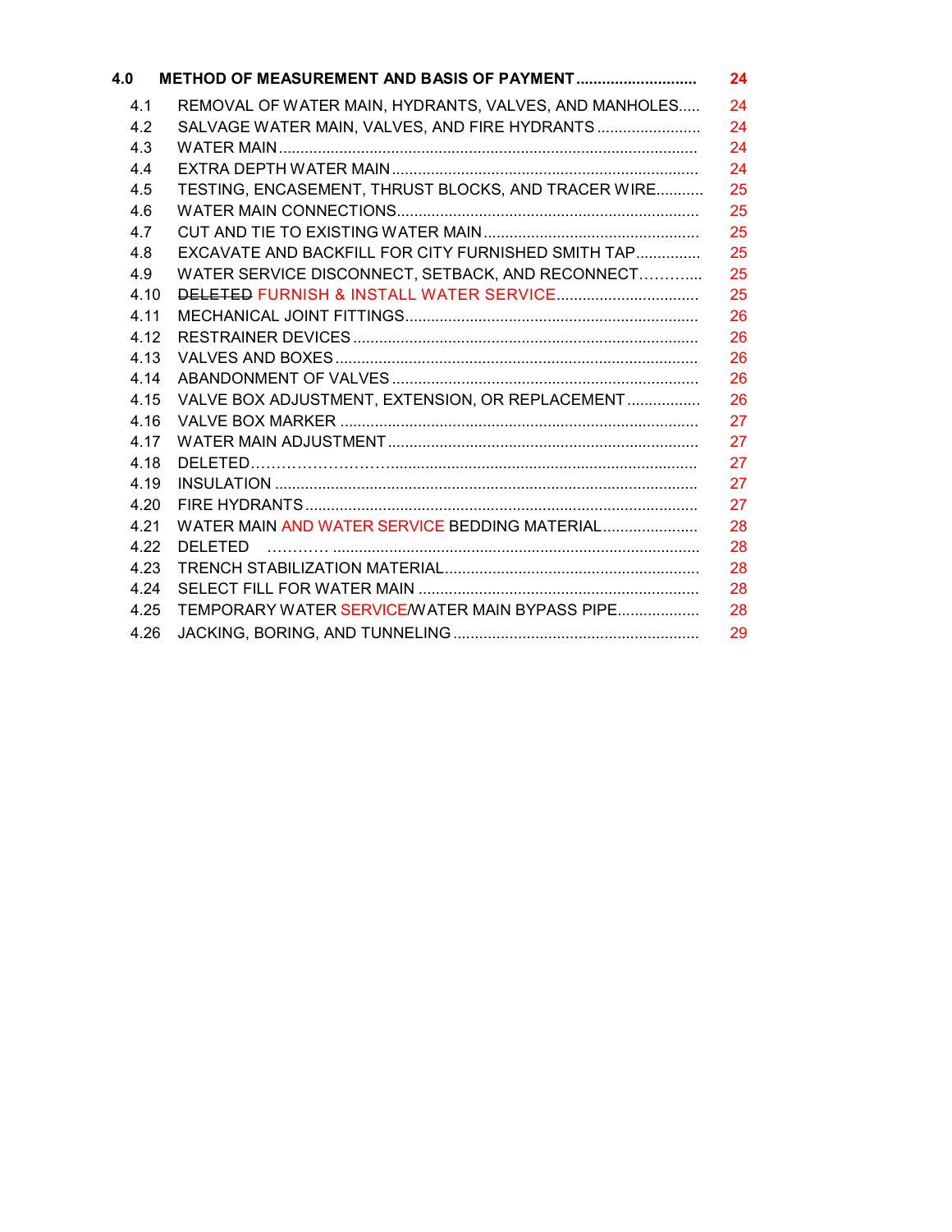**4.0 METHOD OF MEASUREMENT AND BASIS OF PAYMENT ........................... 24**

4.1 REMOVAL OF WATER MAIN, HYDRANTS, VALVES, AND MANHOLES..... 24
4.2 SALVAGE WATER MAIN, VALVES, AND FIRE HYDRANTS ........................ 24
4.3 WATER MAIN ................................................................................................ 24
4.4 EXTRA DEPTH WATER MAIN ....................................................................... 24
4.5 TESTING, ENCASEMENT, THRUST BLOCKS, AND TRACER WIRE........... 25
4.6 WATER MAIN CONNECTIONS...................................................................... 25
4.7 CUT AND TIE TO EXISTING WATER MAIN .................................................. 25
4.8 EXCAVATE AND BACKFILL FOR CITY FURNISHED SMITH TAP............... 25
4.9 WATER SERVICE DISCONNECT, SETBACK, AND RECONNECT………... 25
4.10 ~~DELETED~~ FURNISH & INSTALL WATER SERVICE................................. 25
4.11 MECHANICAL JOINT FITTINGS.................................................................... 26
4.12 RESTRAINER DEVICES ................................................................................ 26
4.13 VALVES AND BOXES .................................................................................... 26
4.14 ABANDONMENT OF VALVES ....................................................................... 26
4.15 VALVE BOX ADJUSTMENT, EXTENSION, OR REPLACEMENT ................. 26
4.16 VALVE BOX MARKER ................................................................................... 27
4.17 WATER MAIN ADJUSTMENT ........................................................................ 27
4.18 DELETED……………………....................................................................... 27
4.19 INSULATION .................................................................................................. 27
4.20 FIRE HYDRANTS ........................................................................................... 27
4.21 WATER MAIN AND WATER SERVICE BEDDING MATERIAL...................... 28
4.22 DELETED ………… ..................................................................................... 28
4.23 TRENCH STABILIZATION MATERIAL........................................................... 28
4.24 SELECT FILL FOR WATER MAIN ................................................................. 28
4.25 TEMPORARY WATER SERVICE/WATER MAIN BYPASS PIPE................... 28
4.26 JACKING, BORING, AND TUNNELING ......................................................... 29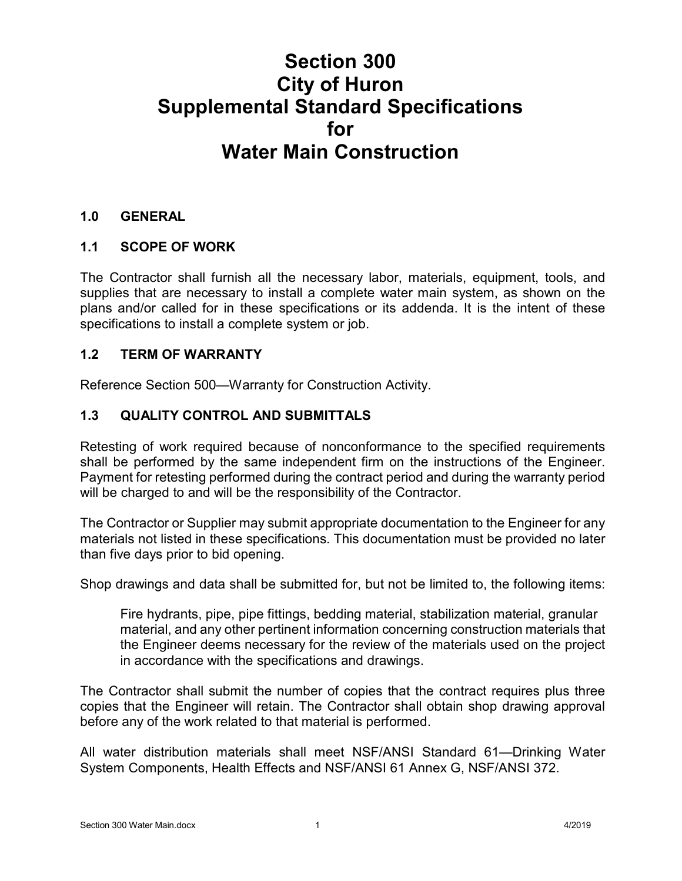# Section 300
# City of Huron
# Supplemental Standard Specifications
# for
# Water Main Construction

## 1.0 GENERAL

### 1.1 SCOPE OF WORK

The Contractor shall furnish all the necessary labor, materials, equipment, tools, and supplies that are necessary to install a complete water main system, as shown on the plans and/or called for in these specifications or its addenda. It is the intent of these specifications to install a complete system or job.

### 1.2 TERM OF WARRANTY

Reference Section 500—Warranty for Construction Activity.

### 1.3 QUALITY CONTROL AND SUBMITTALS

Retesting of work required because of nonconformance to the specified requirements shall be performed by the same independent firm on the instructions of the Engineer. Payment for retesting performed during the contract period and during the warranty period will be charged to and will be the responsibility of the Contractor.

The Contractor or Supplier may submit appropriate documentation to the Engineer for any materials not listed in these specifications. This documentation must be provided no later than five days prior to bid opening.

Shop drawings and data shall be submitted for, but not be limited to, the following items:

> Fire hydrants, pipe, pipe fittings, bedding material, stabilization material, granular material, and any other pertinent information concerning construction materials that the Engineer deems necessary for the review of the materials used on the project in accordance with the specifications and drawings.

The Contractor shall submit the number of copies that the contract requires plus three copies that the Engineer will retain. The Contractor shall obtain shop drawing approval before any of the work related to that material is performed.

All water distribution materials shall meet NSF/ANSI Standard 61—Drinking Water System Components, Health Effects and NSF/ANSI 61 Annex G, NSF/ANSI 372.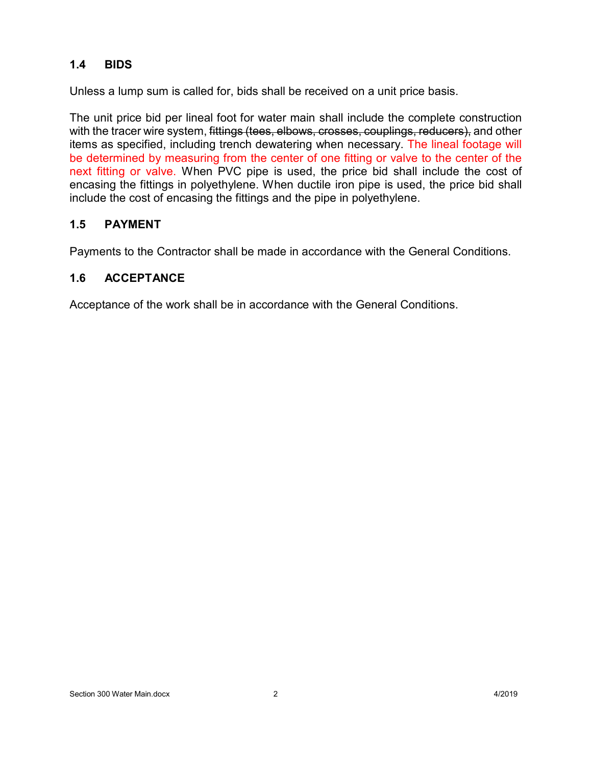## 1.4 BIDS

Unless a lump sum is called for, bids shall be received on a unit price basis.

The unit price bid per lineal foot for water main shall include the complete construction with the tracer wire system, ~~fittings (tees, elbows, crosses, couplings, reducers),~~ and other items as specified, including trench dewatering when necessary. The lineal footage will be determined by measuring from the center of one fitting or valve to the center of the next fitting or valve. When PVC pipe is used, the price bid shall include the cost of encasing the fittings in polyethylene. When ductile iron pipe is used, the price bid shall include the cost of encasing the fittings and the pipe in polyethylene.

## 1.5 PAYMENT

Payments to the Contractor shall be made in accordance with the General Conditions.

## 1.6 ACCEPTANCE

Acceptance of the work shall be in accordance with the General Conditions.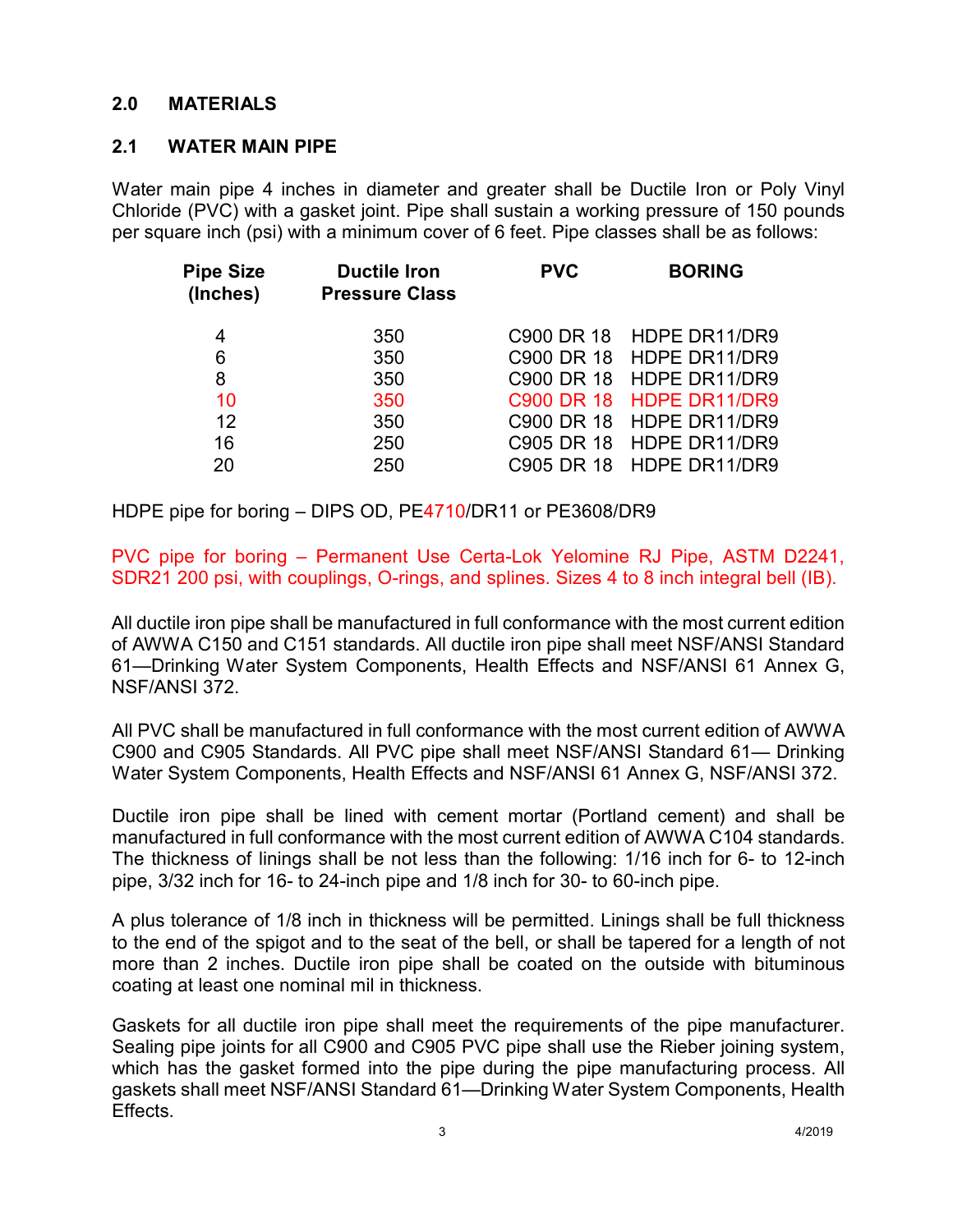## 2.0 MATERIALS

### 2.1 WATER MAIN PIPE

Water main pipe 4 inches in diameter and greater shall be Ductile Iron or Poly Vinyl Chloride (PVC) with a gasket joint. Pipe shall sustain a working pressure of 150 pounds per square inch (psi) with a minimum cover of 6 feet. Pipe classes shall be as follows:

| Pipe Size (Inches) | Ductile Iron Pressure Class | PVC | BORING |
|---|---|---|---|
| 4 | 350 | C900 DR 18 | HDPE DR11/DR9 |
| 6 | 350 | C900 DR 18 | HDPE DR11/DR9 |
| 8 | 350 | C900 DR 18 | HDPE DR11/DR9 |
| 10 | 350 | C900 DR 18 | HDPE DR11/DR9 |
| 12 | 350 | C900 DR 18 | HDPE DR11/DR9 |
| 16 | 250 | C905 DR 18 | HDPE DR11/DR9 |
| 20 | 250 | C905 DR 18 | HDPE DR11/DR9 |

HDPE pipe for boring – DIPS OD, PE4710/DR11 or PE3608/DR9

PVC pipe for boring – Permanent Use Certa-Lok Yelomine RJ Pipe, ASTM D2241, SDR21 200 psi, with couplings, O-rings, and splines. Sizes 4 to 8 inch integral bell (IB).

All ductile iron pipe shall be manufactured in full conformance with the most current edition of AWWA C150 and C151 standards. All ductile iron pipe shall meet NSF/ANSI Standard 61—Drinking Water System Components, Health Effects and NSF/ANSI 61 Annex G, NSF/ANSI 372.

All PVC shall be manufactured in full conformance with the most current edition of AWWA C900 and C905 Standards. All PVC pipe shall meet NSF/ANSI Standard 61— Drinking Water System Components, Health Effects and NSF/ANSI 61 Annex G, NSF/ANSI 372.

Ductile iron pipe shall be lined with cement mortar (Portland cement) and shall be manufactured in full conformance with the most current edition of AWWA C104 standards. The thickness of linings shall be not less than the following: 1/16 inch for 6- to 12-inch pipe, 3/32 inch for 16- to 24-inch pipe and 1/8 inch for 30- to 60-inch pipe.

A plus tolerance of 1/8 inch in thickness will be permitted. Linings shall be full thickness to the end of the spigot and to the seat of the bell, or shall be tapered for a length of not more than 2 inches. Ductile iron pipe shall be coated on the outside with bituminous coating at least one nominal mil in thickness.

Gaskets for all ductile iron pipe shall meet the requirements of the pipe manufacturer. Sealing pipe joints for all C900 and C905 PVC pipe shall use the Rieber joining system, which has the gasket formed into the pipe during the pipe manufacturing process. All gaskets shall meet NSF/ANSI Standard 61—Drinking Water System Components, Health Effects.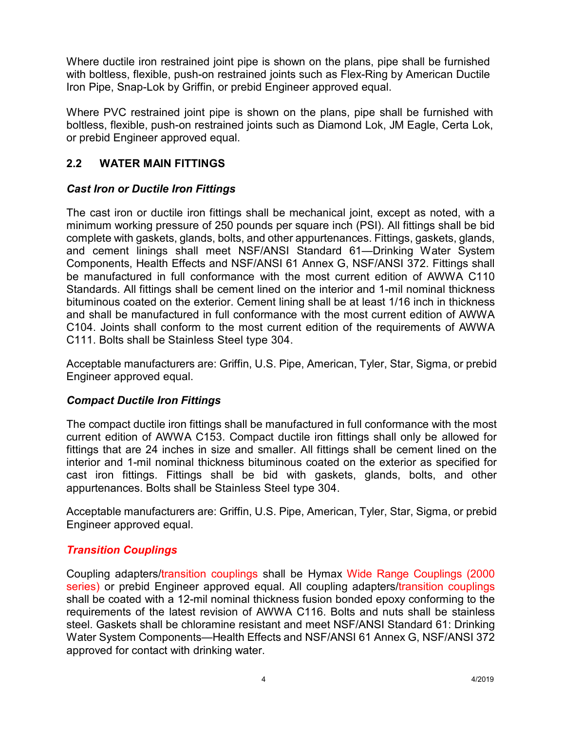Where ductile iron restrained joint pipe is shown on the plans, pipe shall be furnished with boltless, flexible, push-on restrained joints such as Flex-Ring by American Ductile Iron Pipe, Snap-Lok by Griffin, or prebid Engineer approved equal.

Where PVC restrained joint pipe is shown on the plans, pipe shall be furnished with boltless, flexible, push-on restrained joints such as Diamond Lok, JM Eagle, Certa Lok, or prebid Engineer approved equal.

## 2.2 WATER MAIN FITTINGS

***Cast Iron or Ductile Iron Fittings***

The cast iron or ductile iron fittings shall be mechanical joint, except as noted, with a minimum working pressure of 250 pounds per square inch (PSI). All fittings shall be bid complete with gaskets, glands, bolts, and other appurtenances. Fittings, gaskets, glands, and cement linings shall meet NSF/ANSI Standard 61—Drinking Water System Components, Health Effects and NSF/ANSI 61 Annex G, NSF/ANSI 372. Fittings shall be manufactured in full conformance with the most current edition of AWWA C110 Standards. All fittings shall be cement lined on the interior and 1-mil nominal thickness bituminous coated on the exterior. Cement lining shall be at least 1/16 inch in thickness and shall be manufactured in full conformance with the most current edition of AWWA C104. Joints shall conform to the most current edition of the requirements of AWWA C111. Bolts shall be Stainless Steel type 304.

Acceptable manufacturers are: Griffin, U.S. Pipe, American, Tyler, Star, Sigma, or prebid Engineer approved equal.

***Compact Ductile Iron Fittings***

The compact ductile iron fittings shall be manufactured in full conformance with the most current edition of AWWA C153. Compact ductile iron fittings shall only be allowed for fittings that are 24 inches in size and smaller. All fittings shall be cement lined on the interior and 1-mil nominal thickness bituminous coated on the exterior as specified for cast iron fittings. Fittings shall be bid with gaskets, glands, bolts, and other appurtenances. Bolts shall be Stainless Steel type 304.

Acceptable manufacturers are: Griffin, U.S. Pipe, American, Tyler, Star, Sigma, or prebid Engineer approved equal.

***Transition Couplings***

Coupling adapters/transition couplings shall be Hymax Wide Range Couplings (2000 series) or prebid Engineer approved equal. All coupling adapters/transition couplings shall be coated with a 12-mil nominal thickness fusion bonded epoxy conforming to the requirements of the latest revision of AWWA C116. Bolts and nuts shall be stainless steel. Gaskets shall be chloramine resistant and meet NSF/ANSI Standard 61: Drinking Water System Components—Health Effects and NSF/ANSI 61 Annex G, NSF/ANSI 372 approved for contact with drinking water.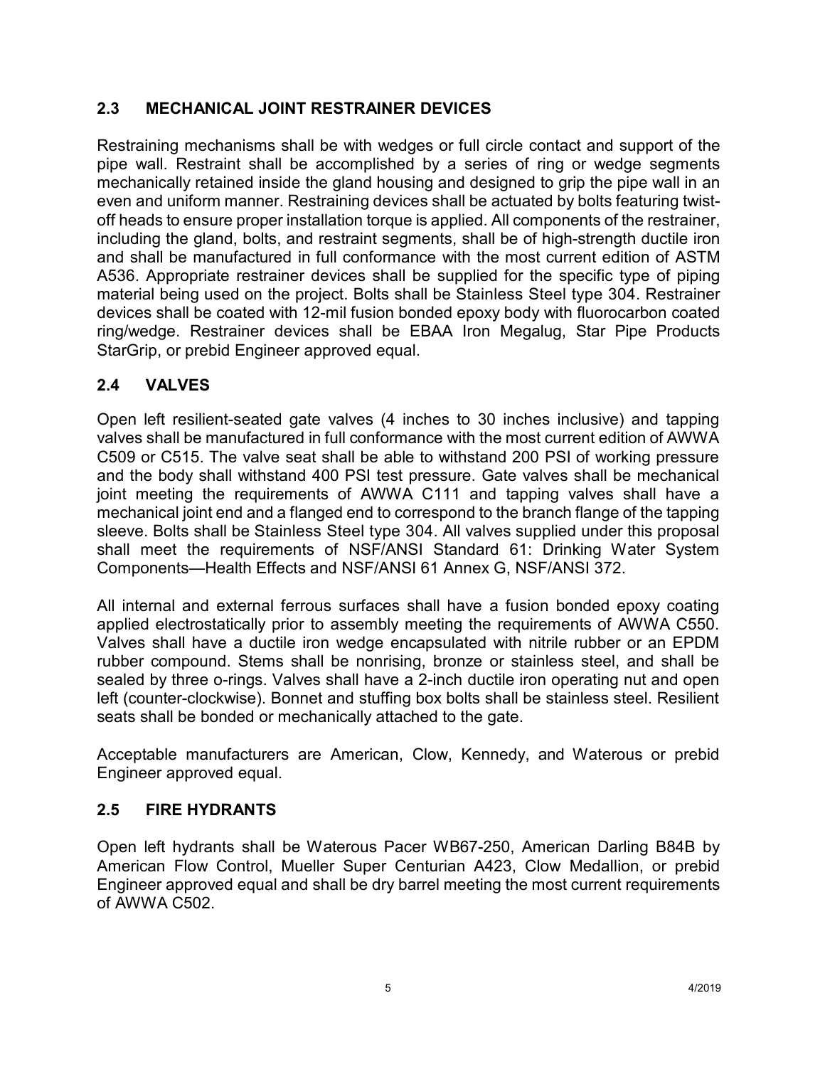## 2.3 MECHANICAL JOINT RESTRAINER DEVICES

Restraining mechanisms shall be with wedges or full circle contact and support of the pipe wall. Restraint shall be accomplished by a series of ring or wedge segments mechanically retained inside the gland housing and designed to grip the pipe wall in an even and uniform manner. Restraining devices shall be actuated by bolts featuring twist-off heads to ensure proper installation torque is applied. All components of the restrainer, including the gland, bolts, and restraint segments, shall be of high-strength ductile iron and shall be manufactured in full conformance with the most current edition of ASTM A536. Appropriate restrainer devices shall be supplied for the specific type of piping material being used on the project. Bolts shall be Stainless Steel type 304. Restrainer devices shall be coated with 12-mil fusion bonded epoxy body with fluorocarbon coated ring/wedge. Restrainer devices shall be EBAA Iron Megalug, Star Pipe Products StarGrip, or prebid Engineer approved equal.

## 2.4 VALVES

Open left resilient-seated gate valves (4 inches to 30 inches inclusive) and tapping valves shall be manufactured in full conformance with the most current edition of AWWA C509 or C515. The valve seat shall be able to withstand 200 PSI of working pressure and the body shall withstand 400 PSI test pressure. Gate valves shall be mechanical joint meeting the requirements of AWWA C111 and tapping valves shall have a mechanical joint end and a flanged end to correspond to the branch flange of the tapping sleeve. Bolts shall be Stainless Steel type 304. All valves supplied under this proposal shall meet the requirements of NSF/ANSI Standard 61: Drinking Water System Components—Health Effects and NSF/ANSI 61 Annex G, NSF/ANSI 372.

All internal and external ferrous surfaces shall have a fusion bonded epoxy coating applied electrostatically prior to assembly meeting the requirements of AWWA C550. Valves shall have a ductile iron wedge encapsulated with nitrile rubber or an EPDM rubber compound. Stems shall be nonrising, bronze or stainless steel, and shall be sealed by three o-rings. Valves shall have a 2-inch ductile iron operating nut and open left (counter-clockwise). Bonnet and stuffing box bolts shall be stainless steel. Resilient seats shall be bonded or mechanically attached to the gate.

Acceptable manufacturers are American, Clow, Kennedy, and Waterous or prebid Engineer approved equal.

## 2.5 FIRE HYDRANTS

Open left hydrants shall be Waterous Pacer WB67-250, American Darling B84B by American Flow Control, Mueller Super Centurian A423, Clow Medallion, or prebid Engineer approved equal and shall be dry barrel meeting the most current requirements of AWWA C502.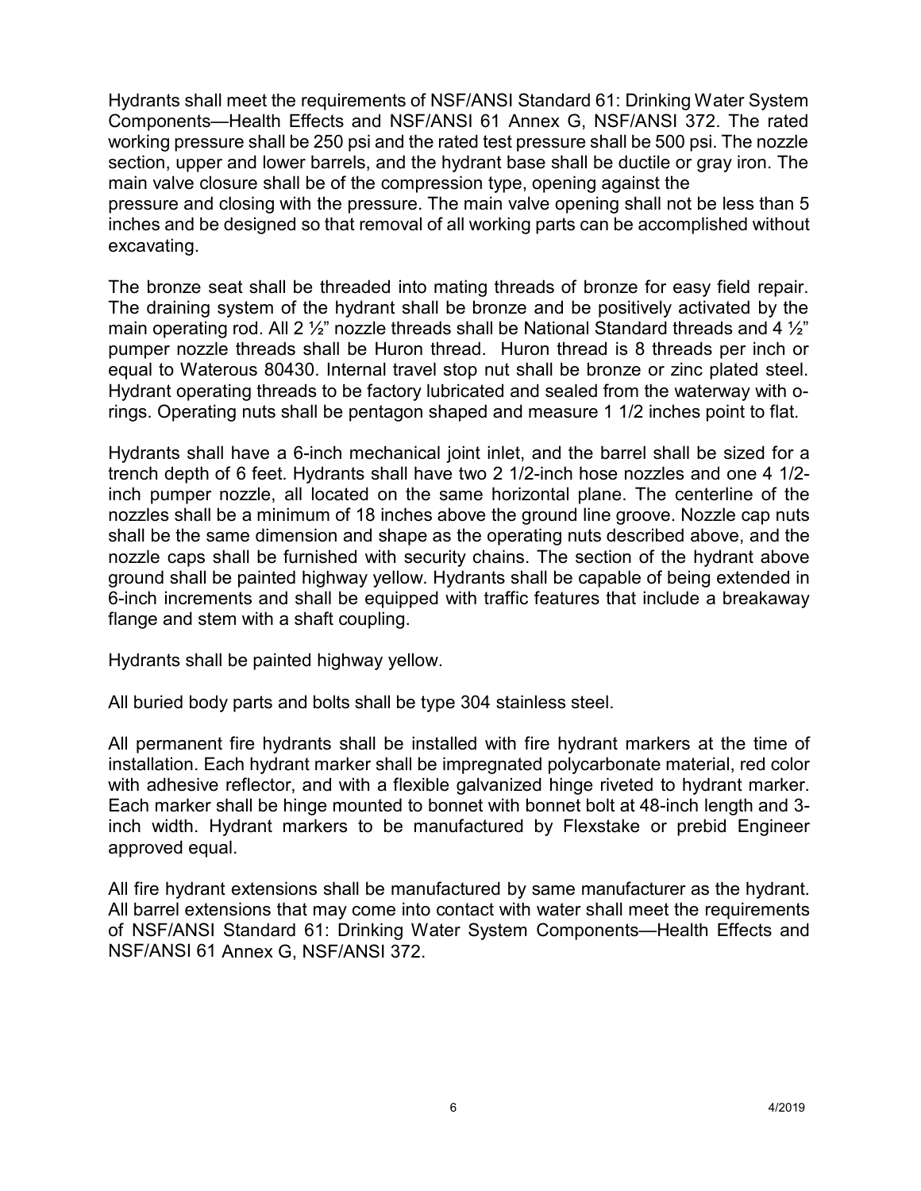Hydrants shall meet the requirements of NSF/ANSI Standard 61: Drinking Water System Components—Health Effects and NSF/ANSI 61 Annex G, NSF/ANSI 372. The rated working pressure shall be 250 psi and the rated test pressure shall be 500 psi. The nozzle section, upper and lower barrels, and the hydrant base shall be ductile or gray iron. The main valve closure shall be of the compression type, opening against the pressure and closing with the pressure. The main valve opening shall not be less than 5 inches and be designed so that removal of all working parts can be accomplished without excavating.

The bronze seat shall be threaded into mating threads of bronze for easy field repair. The draining system of the hydrant shall be bronze and be positively activated by the main operating rod. All 2 ½" nozzle threads shall be National Standard threads and 4 ½" pumper nozzle threads shall be Huron thread. Huron thread is 8 threads per inch or equal to Waterous 80430. Internal travel stop nut shall be bronze or zinc plated steel. Hydrant operating threads to be factory lubricated and sealed from the waterway with o-rings. Operating nuts shall be pentagon shaped and measure 1 1/2 inches point to flat.

Hydrants shall have a 6-inch mechanical joint inlet, and the barrel shall be sized for a trench depth of 6 feet. Hydrants shall have two 2 1/2-inch hose nozzles and one 4 1/2-inch pumper nozzle, all located on the same horizontal plane. The centerline of the nozzles shall be a minimum of 18 inches above the ground line groove. Nozzle cap nuts shall be the same dimension and shape as the operating nuts described above, and the nozzle caps shall be furnished with security chains. The section of the hydrant above ground shall be painted highway yellow. Hydrants shall be capable of being extended in 6-inch increments and shall be equipped with traffic features that include a breakaway flange and stem with a shaft coupling.

Hydrants shall be painted highway yellow.

All buried body parts and bolts shall be type 304 stainless steel.

All permanent fire hydrants shall be installed with fire hydrant markers at the time of installation. Each hydrant marker shall be impregnated polycarbonate material, red color with adhesive reflector, and with a flexible galvanized hinge riveted to hydrant marker. Each marker shall be hinge mounted to bonnet with bonnet bolt at 48-inch length and 3-inch width. Hydrant markers to be manufactured by Flexstake or prebid Engineer approved equal.

All fire hydrant extensions shall be manufactured by same manufacturer as the hydrant. All barrel extensions that may come into contact with water shall meet the requirements of NSF/ANSI Standard 61: Drinking Water System Components—Health Effects and NSF/ANSI 61 Annex G, NSF/ANSI 372.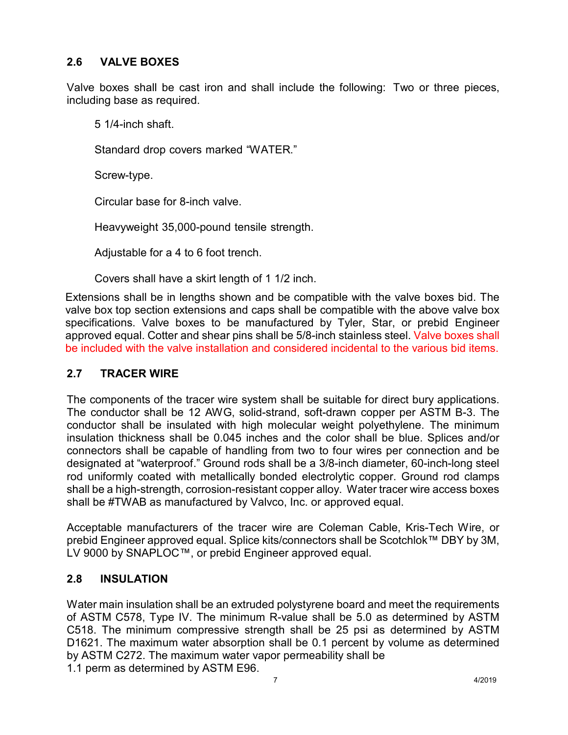## 2.6 VALVE BOXES

Valve boxes shall be cast iron and shall include the following: Two or three pieces, including base as required.

5 1/4-inch shaft.

Standard drop covers marked “WATER.”

Screw-type.

Circular base for 8-inch valve.

Heavyweight 35,000-pound tensile strength.

Adjustable for a 4 to 6 foot trench.

Covers shall have a skirt length of 1 1/2 inch.

Extensions shall be in lengths shown and be compatible with the valve boxes bid. The valve box top section extensions and caps shall be compatible with the above valve box specifications. Valve boxes to be manufactured by Tyler, Star, or prebid Engineer approved equal. Cotter and shear pins shall be 5/8-inch stainless steel. Valve boxes shall be included with the valve installation and considered incidental to the various bid items.

## 2.7 TRACER WIRE

The components of the tracer wire system shall be suitable for direct bury applications. The conductor shall be 12 AWG, solid-strand, soft-drawn copper per ASTM B-3. The conductor shall be insulated with high molecular weight polyethylene. The minimum insulation thickness shall be 0.045 inches and the color shall be blue. Splices and/or connectors shall be capable of handling from two to four wires per connection and be designated at “waterproof.” Ground rods shall be a 3/8-inch diameter, 60-inch-long steel rod uniformly coated with metallically bonded electrolytic copper. Ground rod clamps shall be a high-strength, corrosion-resistant copper alloy. Water tracer wire access boxes shall be #TWAB as manufactured by Valvco, Inc. or approved equal.

Acceptable manufacturers of the tracer wire are Coleman Cable, Kris-Tech Wire, or prebid Engineer approved equal. Splice kits/connectors shall be Scotchlok™ DBY by 3M, LV 9000 by SNAPLOC™, or prebid Engineer approved equal.

## 2.8 INSULATION

Water main insulation shall be an extruded polystyrene board and meet the requirements of ASTM C578, Type IV. The minimum R-value shall be 5.0 as determined by ASTM C518. The minimum compressive strength shall be 25 psi as determined by ASTM D1621. The maximum water absorption shall be 0.1 percent by volume as determined by ASTM C272. The maximum water vapor permeability shall be 1.1 perm as determined by ASTM E96.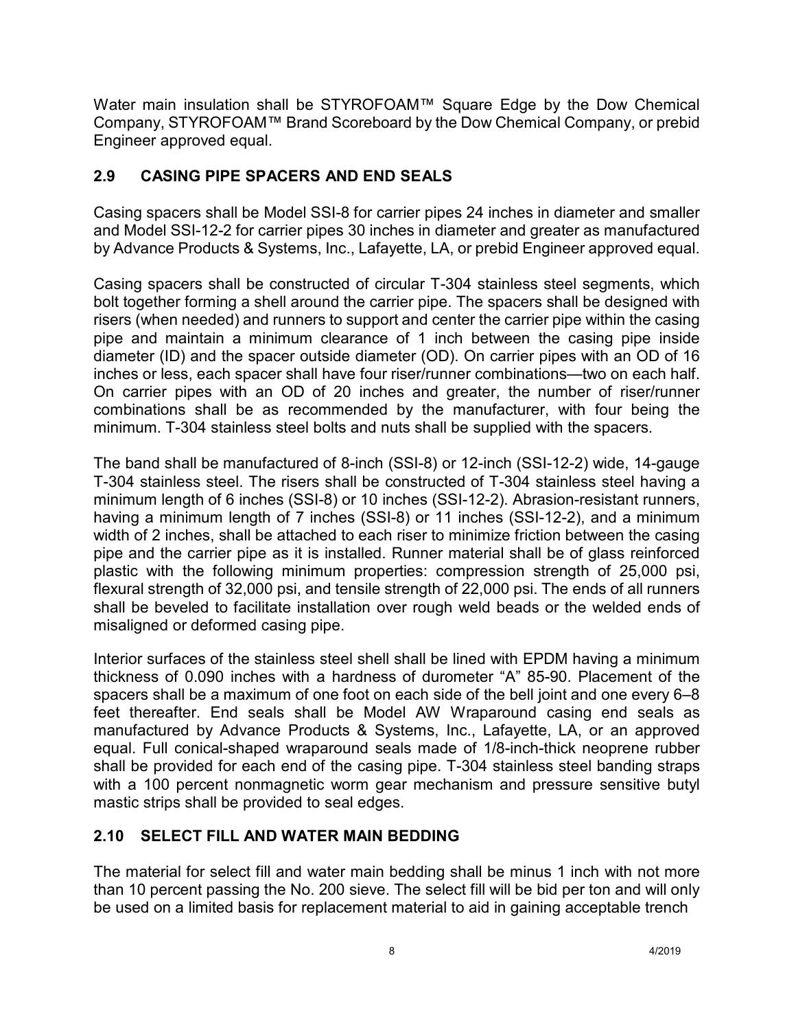Water main insulation shall be STYROFOAM™ Square Edge by the Dow Chemical Company, STYROFOAM™ Brand Scoreboard by the Dow Chemical Company, or prebid Engineer approved equal.

## 2.9 CASING PIPE SPACERS AND END SEALS

Casing spacers shall be Model SSI-8 for carrier pipes 24 inches in diameter and smaller and Model SSI-12-2 for carrier pipes 30 inches in diameter and greater as manufactured by Advance Products & Systems, Inc., Lafayette, LA, or prebid Engineer approved equal.

Casing spacers shall be constructed of circular T-304 stainless steel segments, which bolt together forming a shell around the carrier pipe. The spacers shall be designed with risers (when needed) and runners to support and center the carrier pipe within the casing pipe and maintain a minimum clearance of 1 inch between the casing pipe inside diameter (ID) and the spacer outside diameter (OD). On carrier pipes with an OD of 16 inches or less, each spacer shall have four riser/runner combinations—two on each half. On carrier pipes with an OD of 20 inches and greater, the number of riser/runner combinations shall be as recommended by the manufacturer, with four being the minimum. T-304 stainless steel bolts and nuts shall be supplied with the spacers.

The band shall be manufactured of 8-inch (SSI-8) or 12-inch (SSI-12-2) wide, 14-gauge T-304 stainless steel. The risers shall be constructed of T-304 stainless steel having a minimum length of 6 inches (SSI-8) or 10 inches (SSI-12-2). Abrasion-resistant runners, having a minimum length of 7 inches (SSI-8) or 11 inches (SSI-12-2), and a minimum width of 2 inches, shall be attached to each riser to minimize friction between the casing pipe and the carrier pipe as it is installed. Runner material shall be of glass reinforced plastic with the following minimum properties: compression strength of 25,000 psi, flexural strength of 32,000 psi, and tensile strength of 22,000 psi. The ends of all runners shall be beveled to facilitate installation over rough weld beads or the welded ends of misaligned or deformed casing pipe.

Interior surfaces of the stainless steel shell shall be lined with EPDM having a minimum thickness of 0.090 inches with a hardness of durometer "A" 85-90. Placement of the spacers shall be a maximum of one foot on each side of the bell joint and one every 6–8 feet thereafter. End seals shall be Model AW Wraparound casing end seals as manufactured by Advance Products & Systems, Inc., Lafayette, LA, or an approved equal. Full conical-shaped wraparound seals made of 1/8-inch-thick neoprene rubber shall be provided for each end of the casing pipe. T-304 stainless steel banding straps with a 100 percent nonmagnetic worm gear mechanism and pressure sensitive butyl mastic strips shall be provided to seal edges.

## 2.10 SELECT FILL AND WATER MAIN BEDDING

The material for select fill and water main bedding shall be minus 1 inch with not more than 10 percent passing the No. 200 sieve. The select fill will be bid per ton and will only be used on a limited basis for replacement material to aid in gaining acceptable trench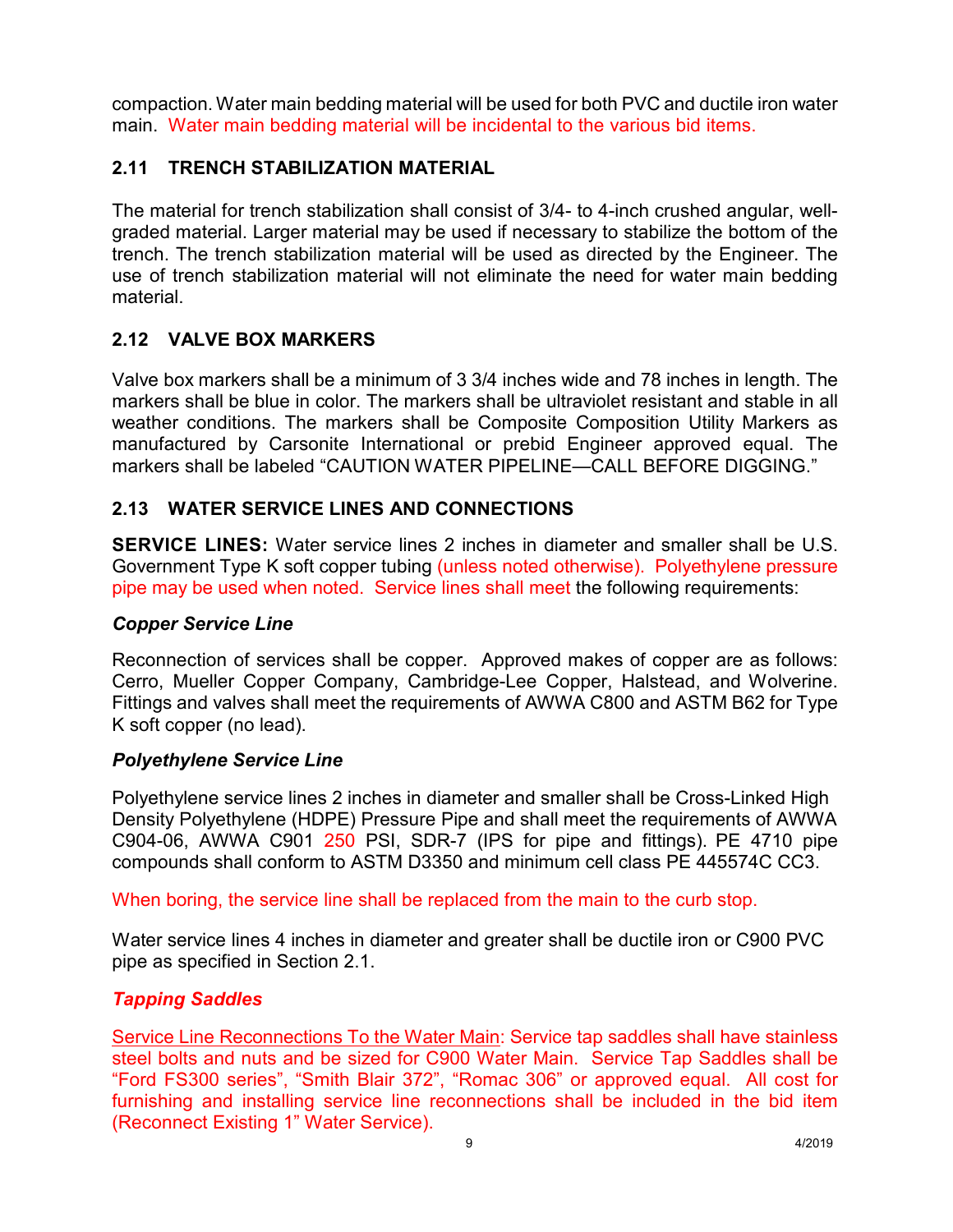compaction. Water main bedding material will be used for both PVC and ductile iron water main. Water main bedding material will be incidental to the various bid items.

## 2.11 TRENCH STABILIZATION MATERIAL

The material for trench stabilization shall consist of 3/4- to 4-inch crushed angular, well-graded material. Larger material may be used if necessary to stabilize the bottom of the trench. The trench stabilization material will be used as directed by the Engineer. The use of trench stabilization material will not eliminate the need for water main bedding material.

## 2.12 VALVE BOX MARKERS

Valve box markers shall be a minimum of 3 3/4 inches wide and 78 inches in length. The markers shall be blue in color. The markers shall be ultraviolet resistant and stable in all weather conditions. The markers shall be Composite Composition Utility Markers as manufactured by Carsonite International or prebid Engineer approved equal. The markers shall be labeled "CAUTION WATER PIPELINE—CALL BEFORE DIGGING."

## 2.13 WATER SERVICE LINES AND CONNECTIONS

**SERVICE LINES:** Water service lines 2 inches in diameter and smaller shall be U.S. Government Type K soft copper tubing (unless noted otherwise). Polyethylene pressure pipe may be used when noted. Service lines shall meet the following requirements:

### *Copper Service Line*

Reconnection of services shall be copper. Approved makes of copper are as follows: Cerro, Mueller Copper Company, Cambridge-Lee Copper, Halstead, and Wolverine. Fittings and valves shall meet the requirements of AWWA C800 and ASTM B62 for Type K soft copper (no lead).

### *Polyethylene Service Line*

Polyethylene service lines 2 inches in diameter and smaller shall be Cross-Linked High Density Polyethylene (HDPE) Pressure Pipe and shall meet the requirements of AWWA C904-06, AWWA C901 250 PSI, SDR-7 (IPS for pipe and fittings). PE 4710 pipe compounds shall conform to ASTM D3350 and minimum cell class PE 445574C CC3.

When boring, the service line shall be replaced from the main to the curb stop.

Water service lines 4 inches in diameter and greater shall be ductile iron or C900 PVC pipe as specified in Section 2.1.

### *Tapping Saddles*

Service Line Reconnections To the Water Main: Service tap saddles shall have stainless steel bolts and nuts and be sized for C900 Water Main. Service Tap Saddles shall be "Ford FS300 series", "Smith Blair 372", "Romac 306" or approved equal. All cost for furnishing and installing service line reconnections shall be included in the bid item (Reconnect Existing 1" Water Service).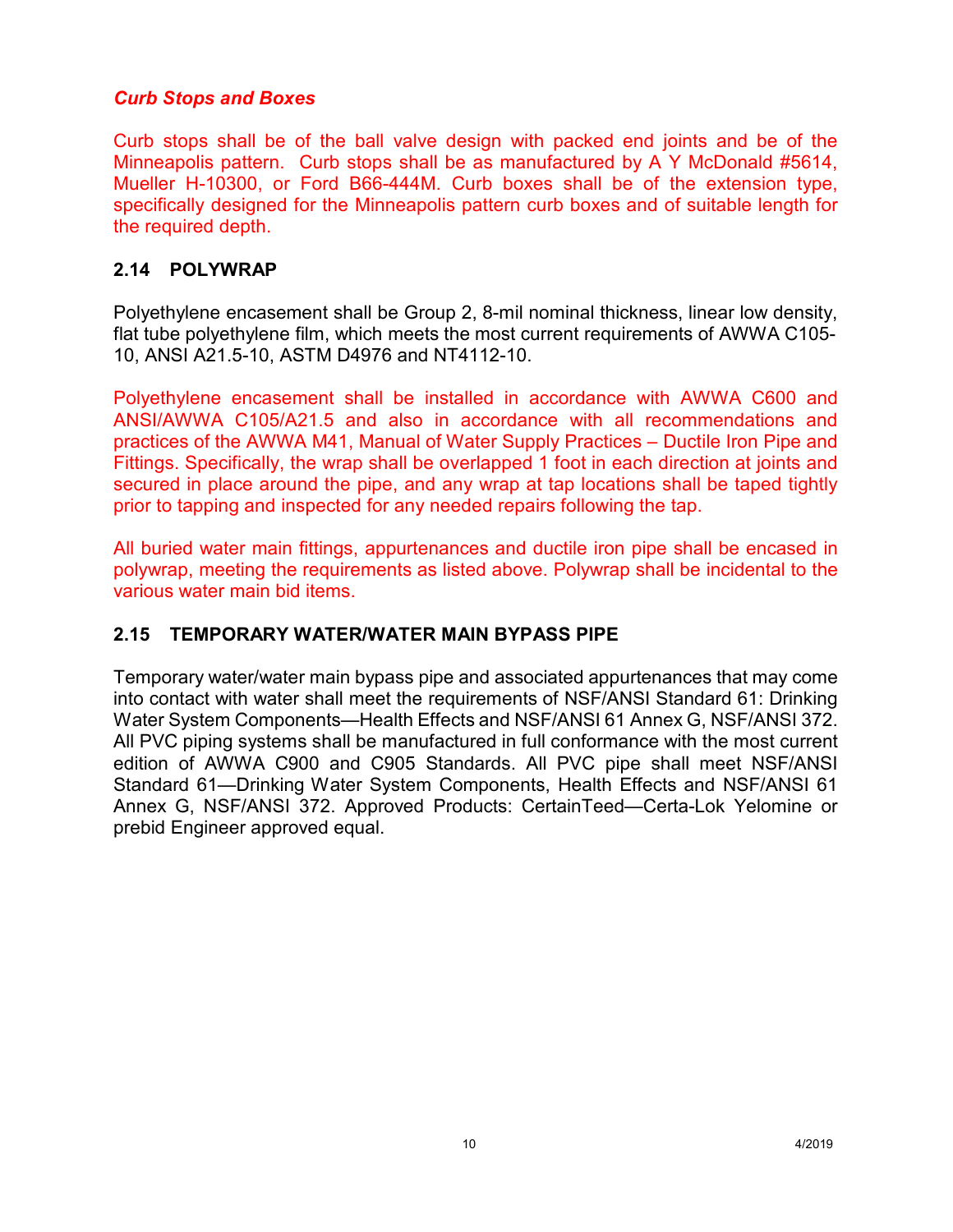***Curb Stops and Boxes***

Curb stops shall be of the ball valve design with packed end joints and be of the Minneapolis pattern. Curb stops shall be as manufactured by A Y McDonald #5614, Mueller H-10300, or Ford B66-444M. Curb boxes shall be of the extension type, specifically designed for the Minneapolis pattern curb boxes and of suitable length for the required depth.

## 2.14 POLYWRAP

Polyethylene encasement shall be Group 2, 8-mil nominal thickness, linear low density, flat tube polyethylene film, which meets the most current requirements of AWWA C105-10, ANSI A21.5-10, ASTM D4976 and NT4112-10.

Polyethylene encasement shall be installed in accordance with AWWA C600 and ANSI/AWWA C105/A21.5 and also in accordance with all recommendations and practices of the AWWA M41, Manual of Water Supply Practices – Ductile Iron Pipe and Fittings. Specifically, the wrap shall be overlapped 1 foot in each direction at joints and secured in place around the pipe, and any wrap at tap locations shall be taped tightly prior to tapping and inspected for any needed repairs following the tap.

All buried water main fittings, appurtenances and ductile iron pipe shall be encased in polywrap, meeting the requirements as listed above. Polywrap shall be incidental to the various water main bid items.

## 2.15 TEMPORARY WATER/WATER MAIN BYPASS PIPE

Temporary water/water main bypass pipe and associated appurtenances that may come into contact with water shall meet the requirements of NSF/ANSI Standard 61: Drinking Water System Components—Health Effects and NSF/ANSI 61 Annex G, NSF/ANSI 372. All PVC piping systems shall be manufactured in full conformance with the most current edition of AWWA C900 and C905 Standards. All PVC pipe shall meet NSF/ANSI Standard 61—Drinking Water System Components, Health Effects and NSF/ANSI 61 Annex G, NSF/ANSI 372. Approved Products: CertainTeed—Certa-Lok Yelomine or prebid Engineer approved equal.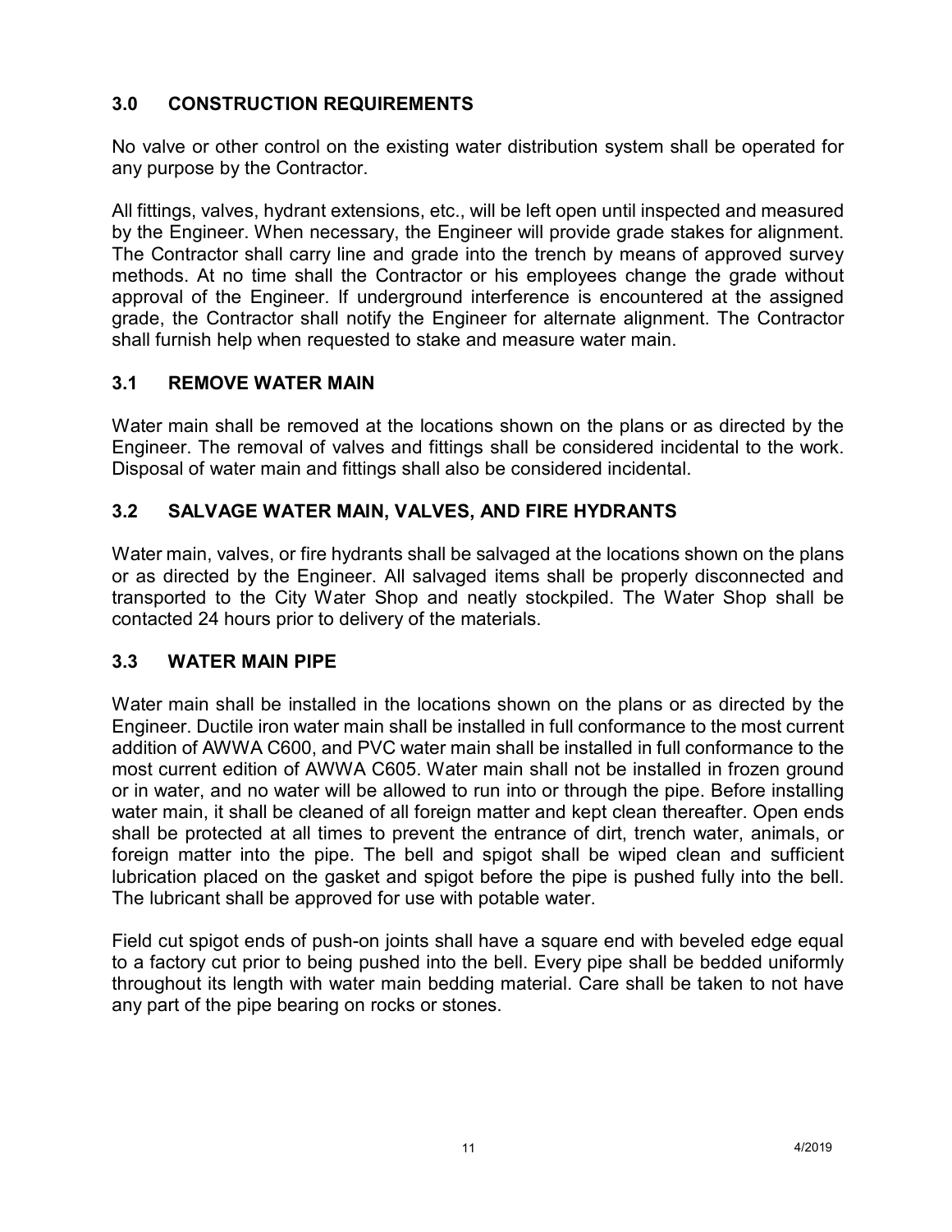## 3.0 CONSTRUCTION REQUIREMENTS

No valve or other control on the existing water distribution system shall be operated for any purpose by the Contractor.

All fittings, valves, hydrant extensions, etc., will be left open until inspected and measured by the Engineer. When necessary, the Engineer will provide grade stakes for alignment. The Contractor shall carry line and grade into the trench by means of approved survey methods. At no time shall the Contractor or his employees change the grade without approval of the Engineer. If underground interference is encountered at the assigned grade, the Contractor shall notify the Engineer for alternate alignment. The Contractor shall furnish help when requested to stake and measure water main.

## 3.1 REMOVE WATER MAIN

Water main shall be removed at the locations shown on the plans or as directed by the Engineer. The removal of valves and fittings shall be considered incidental to the work. Disposal of water main and fittings shall also be considered incidental.

## 3.2 SALVAGE WATER MAIN, VALVES, AND FIRE HYDRANTS

Water main, valves, or fire hydrants shall be salvaged at the locations shown on the plans or as directed by the Engineer. All salvaged items shall be properly disconnected and transported to the City Water Shop and neatly stockpiled. The Water Shop shall be contacted 24 hours prior to delivery of the materials.

## 3.3 WATER MAIN PIPE

Water main shall be installed in the locations shown on the plans or as directed by the Engineer. Ductile iron water main shall be installed in full conformance to the most current addition of AWWA C600, and PVC water main shall be installed in full conformance to the most current edition of AWWA C605. Water main shall not be installed in frozen ground or in water, and no water will be allowed to run into or through the pipe. Before installing water main, it shall be cleaned of all foreign matter and kept clean thereafter. Open ends shall be protected at all times to prevent the entrance of dirt, trench water, animals, or foreign matter into the pipe. The bell and spigot shall be wiped clean and sufficient lubrication placed on the gasket and spigot before the pipe is pushed fully into the bell. The lubricant shall be approved for use with potable water.

Field cut spigot ends of push-on joints shall have a square end with beveled edge equal to a factory cut prior to being pushed into the bell. Every pipe shall be bedded uniformly throughout its length with water main bedding material. Care shall be taken to not have any part of the pipe bearing on rocks or stones.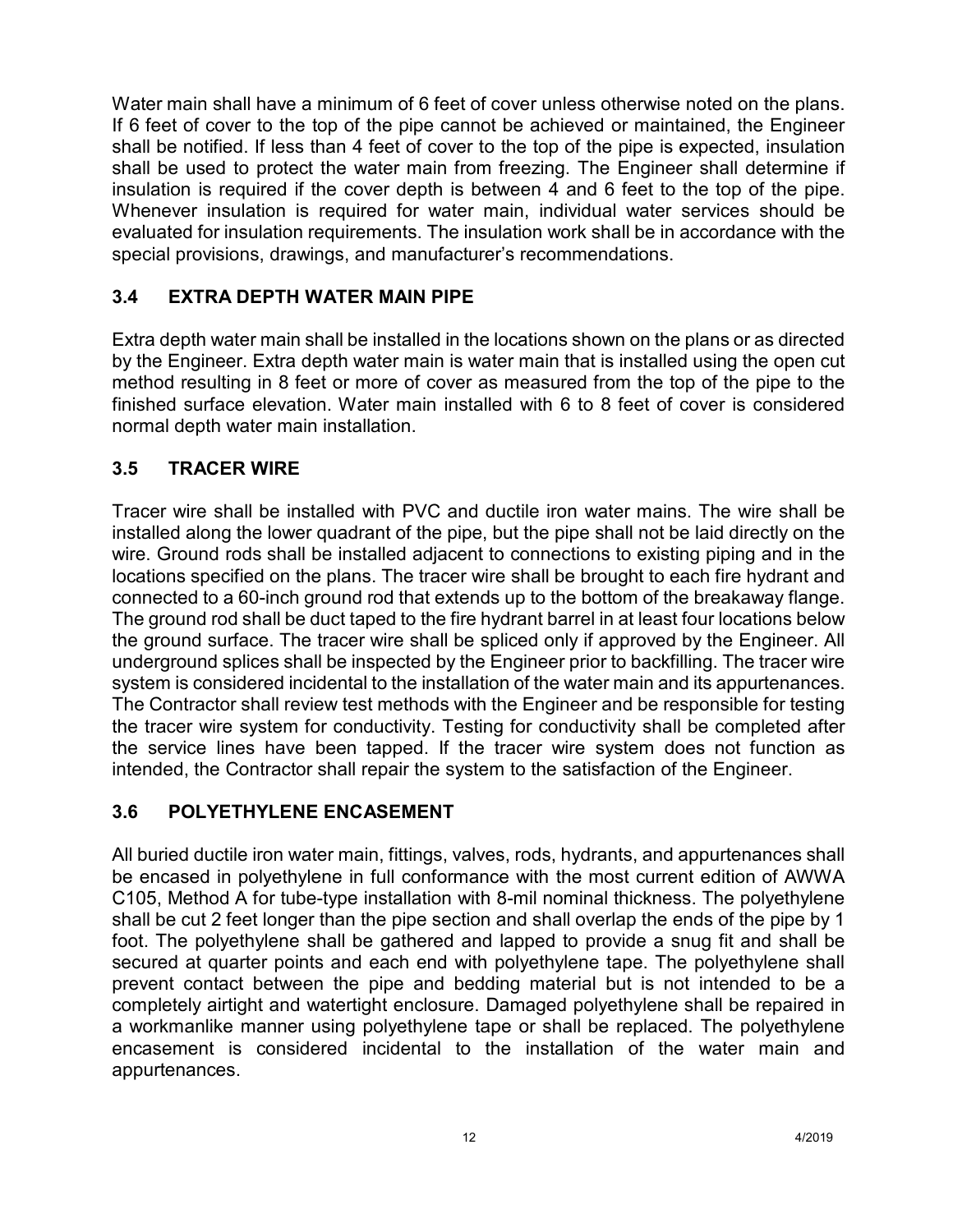Water main shall have a minimum of 6 feet of cover unless otherwise noted on the plans. If 6 feet of cover to the top of the pipe cannot be achieved or maintained, the Engineer shall be notified. If less than 4 feet of cover to the top of the pipe is expected, insulation shall be used to protect the water main from freezing. The Engineer shall determine if insulation is required if the cover depth is between 4 and 6 feet to the top of the pipe. Whenever insulation is required for water main, individual water services should be evaluated for insulation requirements. The insulation work shall be in accordance with the special provisions, drawings, and manufacturer's recommendations.

## 3.4 EXTRA DEPTH WATER MAIN PIPE

Extra depth water main shall be installed in the locations shown on the plans or as directed by the Engineer. Extra depth water main is water main that is installed using the open cut method resulting in 8 feet or more of cover as measured from the top of the pipe to the finished surface elevation. Water main installed with 6 to 8 feet of cover is considered normal depth water main installation.

## 3.5 TRACER WIRE

Tracer wire shall be installed with PVC and ductile iron water mains. The wire shall be installed along the lower quadrant of the pipe, but the pipe shall not be laid directly on the wire. Ground rods shall be installed adjacent to connections to existing piping and in the locations specified on the plans. The tracer wire shall be brought to each fire hydrant and connected to a 60-inch ground rod that extends up to the bottom of the breakaway flange. The ground rod shall be duct taped to the fire hydrant barrel in at least four locations below the ground surface. The tracer wire shall be spliced only if approved by the Engineer. All underground splices shall be inspected by the Engineer prior to backfilling. The tracer wire system is considered incidental to the installation of the water main and its appurtenances. The Contractor shall review test methods with the Engineer and be responsible for testing the tracer wire system for conductivity. Testing for conductivity shall be completed after the service lines have been tapped. If the tracer wire system does not function as intended, the Contractor shall repair the system to the satisfaction of the Engineer.

## 3.6 POLYETHYLENE ENCASEMENT

All buried ductile iron water main, fittings, valves, rods, hydrants, and appurtenances shall be encased in polyethylene in full conformance with the most current edition of AWWA C105, Method A for tube-type installation with 8-mil nominal thickness. The polyethylene shall be cut 2 feet longer than the pipe section and shall overlap the ends of the pipe by 1 foot. The polyethylene shall be gathered and lapped to provide a snug fit and shall be secured at quarter points and each end with polyethylene tape. The polyethylene shall prevent contact between the pipe and bedding material but is not intended to be a completely airtight and watertight enclosure. Damaged polyethylene shall be repaired in a workmanlike manner using polyethylene tape or shall be replaced. The polyethylene encasement is considered incidental to the installation of the water main and appurtenances.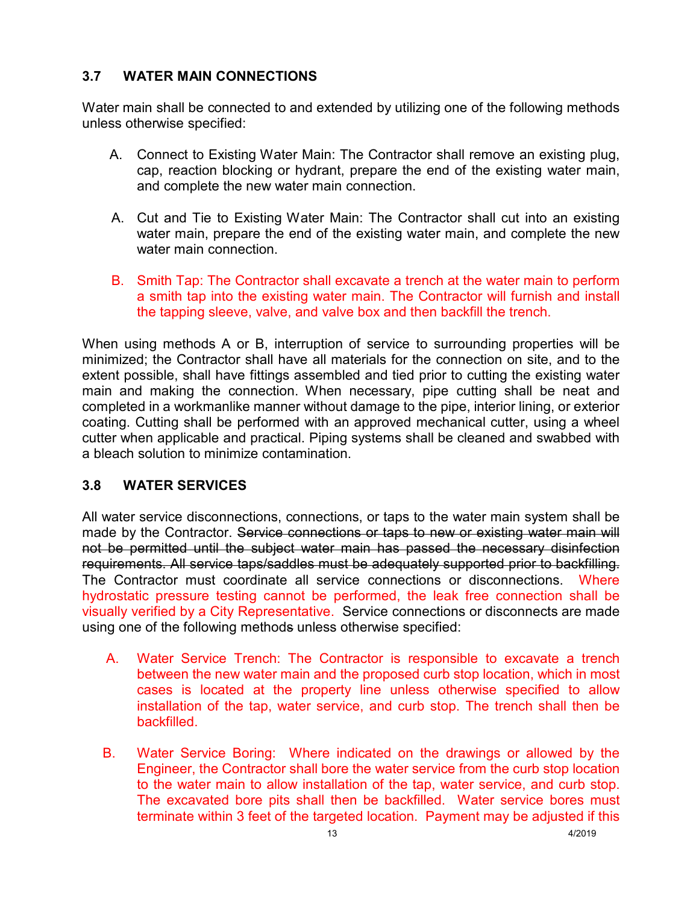### 3.7 WATER MAIN CONNECTIONS

Water main shall be connected to and extended by utilizing one of the following methods unless otherwise specified:

A. Connect to Existing Water Main: The Contractor shall remove an existing plug, cap, reaction blocking or hydrant, prepare the end of the existing water main, and complete the new water main connection.

A. Cut and Tie to Existing Water Main: The Contractor shall cut into an existing water main, prepare the end of the existing water main, and complete the new water main connection.

B. Smith Tap: The Contractor shall excavate a trench at the water main to perform a smith tap into the existing water main. The Contractor will furnish and install the tapping sleeve, valve, and valve box and then backfill the trench.

When using methods A or B, interruption of service to surrounding properties will be minimized; the Contractor shall have all materials for the connection on site, and to the extent possible, shall have fittings assembled and tied prior to cutting the existing water main and making the connection. When necessary, pipe cutting shall be neat and completed in a workmanlike manner without damage to the pipe, interior lining, or exterior coating. Cutting shall be performed with an approved mechanical cutter, using a wheel cutter when applicable and practical. Piping systems shall be cleaned and swabbed with a bleach solution to minimize contamination.

### 3.8 WATER SERVICES

All water service disconnections, connections, or taps to the water main system shall be made by the Contractor. ~~Service connections or taps to new or existing water main will not be permitted until the subject water main has passed the necessary disinfection requirements. All service taps/saddles must be adequately supported prior to backfilling.~~ The Contractor must coordinate all service connections or disconnections. Where hydrostatic pressure testing cannot be performed, the leak free connection shall be visually verified by a City Representative. Service connections or disconnects are made using one of the following methods unless otherwise specified:

A. Water Service Trench: The Contractor is responsible to excavate a trench between the new water main and the proposed curb stop location, which in most cases is located at the property line unless otherwise specified to allow installation of the tap, water service, and curb stop. The trench shall then be backfilled.

B. Water Service Boring: Where indicated on the drawings or allowed by the Engineer, the Contractor shall bore the water service from the curb stop location to the water main to allow installation of the tap, water service, and curb stop. The excavated bore pits shall then be backfilled. Water service bores must terminate within 3 feet of the targeted location. Payment may be adjusted if this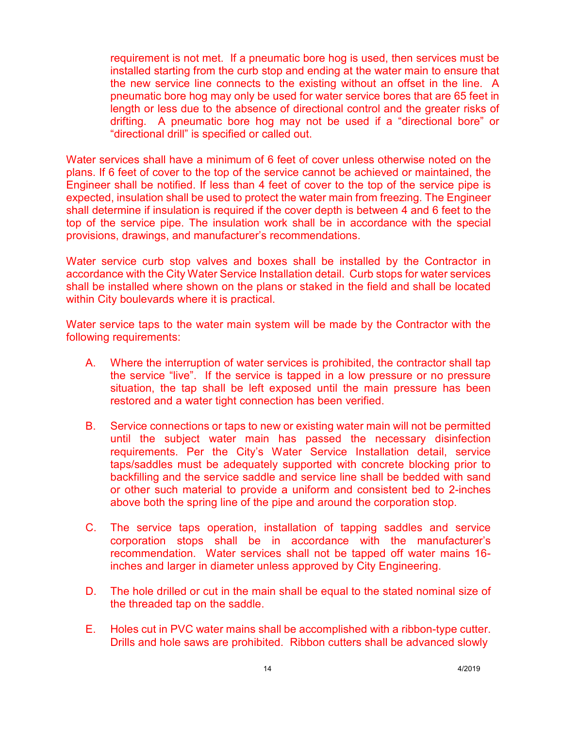requirement is not met. If a pneumatic bore hog is used, then services must be installed starting from the curb stop and ending at the water main to ensure that the new service line connects to the existing without an offset in the line. A pneumatic bore hog may only be used for water service bores that are 65 feet in length or less due to the absence of directional control and the greater risks of drifting. A pneumatic bore hog may not be used if a "directional bore" or "directional drill" is specified or called out.

Water services shall have a minimum of 6 feet of cover unless otherwise noted on the plans. If 6 feet of cover to the top of the service cannot be achieved or maintained, the Engineer shall be notified. If less than 4 feet of cover to the top of the service pipe is expected, insulation shall be used to protect the water main from freezing. The Engineer shall determine if insulation is required if the cover depth is between 4 and 6 feet to the top of the service pipe. The insulation work shall be in accordance with the special provisions, drawings, and manufacturer's recommendations.

Water service curb stop valves and boxes shall be installed by the Contractor in accordance with the City Water Service Installation detail. Curb stops for water services shall be installed where shown on the plans or staked in the field and shall be located within City boulevards where it is practical.

Water service taps to the water main system will be made by the Contractor with the following requirements:

A. Where the interruption of water services is prohibited, the contractor shall tap the service "live". If the service is tapped in a low pressure or no pressure situation, the tap shall be left exposed until the main pressure has been restored and a water tight connection has been verified.

B. Service connections or taps to new or existing water main will not be permitted until the subject water main has passed the necessary disinfection requirements. Per the City's Water Service Installation detail, service taps/saddles must be adequately supported with concrete blocking prior to backfilling and the service saddle and service line shall be bedded with sand or other such material to provide a uniform and consistent bed to 2-inches above both the spring line of the pipe and around the corporation stop.

C. The service taps operation, installation of tapping saddles and service corporation stops shall be in accordance with the manufacturer's recommendation. Water services shall not be tapped off water mains 16-inches and larger in diameter unless approved by City Engineering.

D. The hole drilled or cut in the main shall be equal to the stated nominal size of the threaded tap on the saddle.

E. Holes cut in PVC water mains shall be accomplished with a ribbon-type cutter. Drills and hole saws are prohibited. Ribbon cutters shall be advanced slowly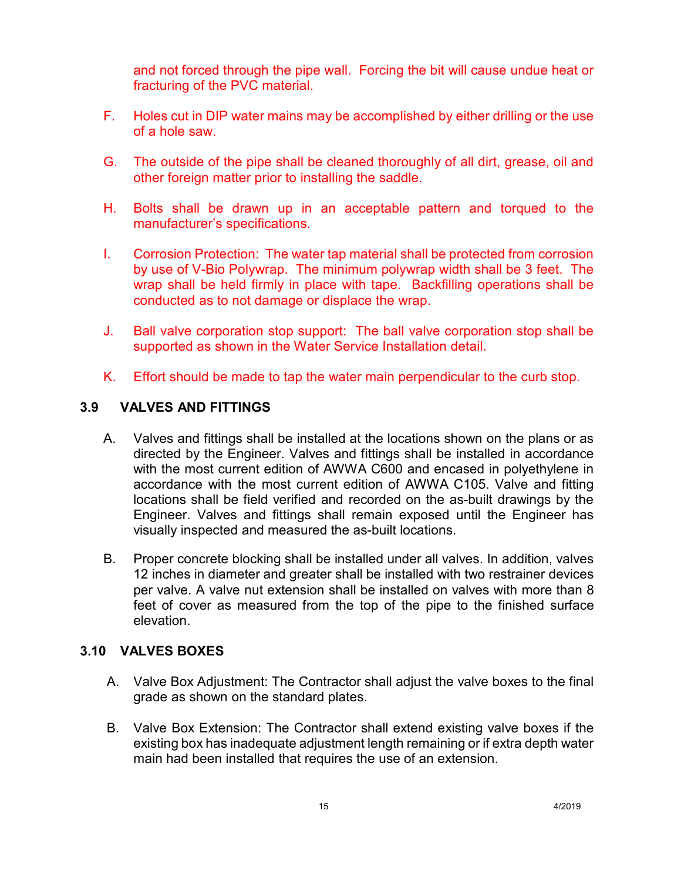and not forced through the pipe wall. Forcing the bit will cause undue heat or fracturing of the PVC material.

F. Holes cut in DIP water mains may be accomplished by either drilling or the use of a hole saw.

G. The outside of the pipe shall be cleaned thoroughly of all dirt, grease, oil and other foreign matter prior to installing the saddle.

H. Bolts shall be drawn up in an acceptable pattern and torqued to the manufacturer's specifications.

I. Corrosion Protection: The water tap material shall be protected from corrosion by use of V-Bio Polywrap. The minimum polywrap width shall be 3 feet. The wrap shall be held firmly in place with tape. Backfilling operations shall be conducted as to not damage or displace the wrap.

J. Ball valve corporation stop support: The ball valve corporation stop shall be supported as shown in the Water Service Installation detail.

K. Effort should be made to tap the water main perpendicular to the curb stop.

## 3.9 VALVES AND FITTINGS

A. Valves and fittings shall be installed at the locations shown on the plans or as directed by the Engineer. Valves and fittings shall be installed in accordance with the most current edition of AWWA C600 and encased in polyethylene in accordance with the most current edition of AWWA C105. Valve and fitting locations shall be field verified and recorded on the as-built drawings by the Engineer. Valves and fittings shall remain exposed until the Engineer has visually inspected and measured the as-built locations.

B. Proper concrete blocking shall be installed under all valves. In addition, valves 12 inches in diameter and greater shall be installed with two restrainer devices per valve. A valve nut extension shall be installed on valves with more than 8 feet of cover as measured from the top of the pipe to the finished surface elevation.

## 3.10 VALVES BOXES

A. Valve Box Adjustment: The Contractor shall adjust the valve boxes to the final grade as shown on the standard plates.

B. Valve Box Extension: The Contractor shall extend existing valve boxes if the existing box has inadequate adjustment length remaining or if extra depth water main had been installed that requires the use of an extension.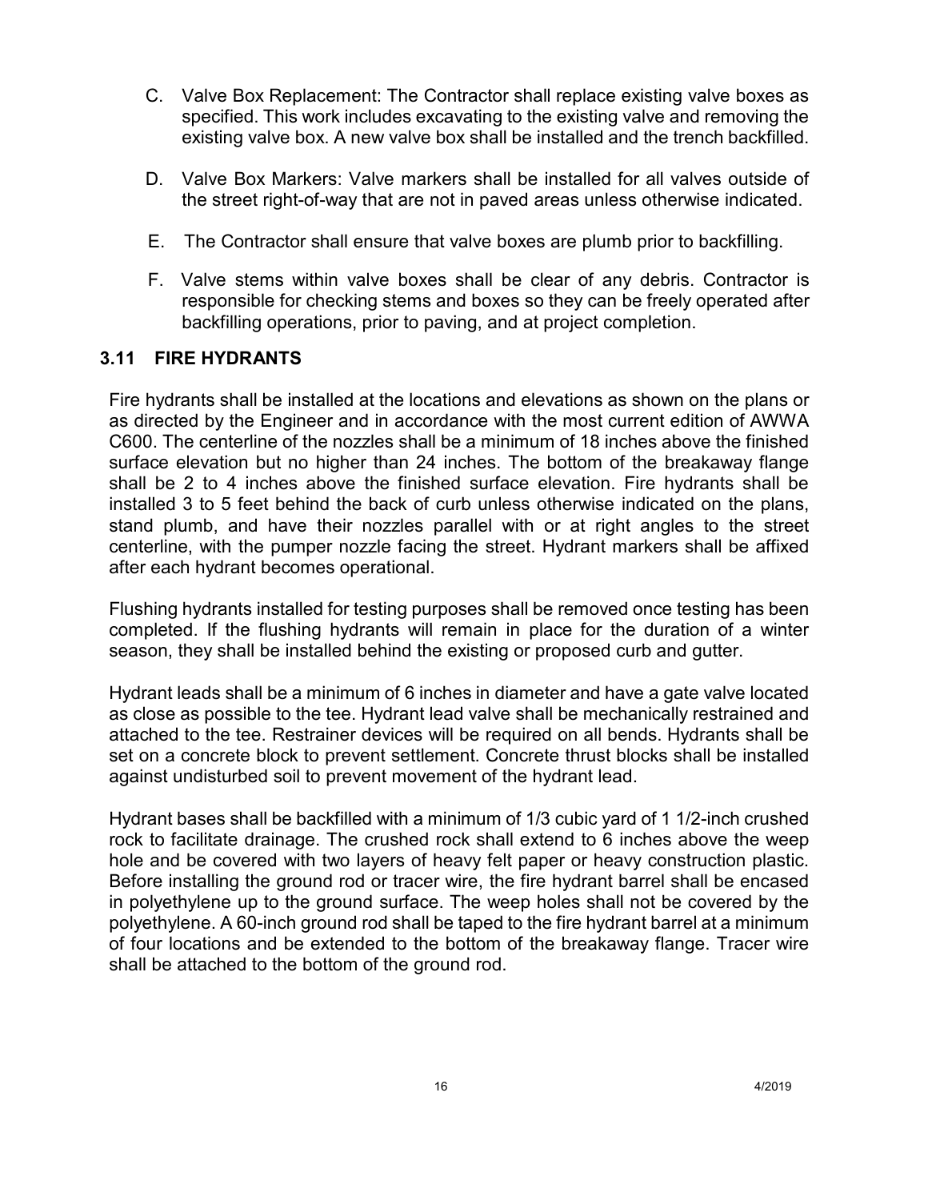C. Valve Box Replacement: The Contractor shall replace existing valve boxes as specified. This work includes excavating to the existing valve and removing the existing valve box. A new valve box shall be installed and the trench backfilled.

D. Valve Box Markers: Valve markers shall be installed for all valves outside of the street right-of-way that are not in paved areas unless otherwise indicated.

E. The Contractor shall ensure that valve boxes are plumb prior to backfilling.

F. Valve stems within valve boxes shall be clear of any debris. Contractor is responsible for checking stems and boxes so they can be freely operated after backfilling operations, prior to paving, and at project completion.

### 3.11 FIRE HYDRANTS

Fire hydrants shall be installed at the locations and elevations as shown on the plans or as directed by the Engineer and in accordance with the most current edition of AWWA C600. The centerline of the nozzles shall be a minimum of 18 inches above the finished surface elevation but no higher than 24 inches. The bottom of the breakaway flange shall be 2 to 4 inches above the finished surface elevation. Fire hydrants shall be installed 3 to 5 feet behind the back of curb unless otherwise indicated on the plans, stand plumb, and have their nozzles parallel with or at right angles to the street centerline, with the pumper nozzle facing the street. Hydrant markers shall be affixed after each hydrant becomes operational.

Flushing hydrants installed for testing purposes shall be removed once testing has been completed. If the flushing hydrants will remain in place for the duration of a winter season, they shall be installed behind the existing or proposed curb and gutter.

Hydrant leads shall be a minimum of 6 inches in diameter and have a gate valve located as close as possible to the tee. Hydrant lead valve shall be mechanically restrained and attached to the tee. Restrainer devices will be required on all bends. Hydrants shall be set on a concrete block to prevent settlement. Concrete thrust blocks shall be installed against undisturbed soil to prevent movement of the hydrant lead.

Hydrant bases shall be backfilled with a minimum of 1/3 cubic yard of 1 1/2-inch crushed rock to facilitate drainage. The crushed rock shall extend to 6 inches above the weep hole and be covered with two layers of heavy felt paper or heavy construction plastic. Before installing the ground rod or tracer wire, the fire hydrant barrel shall be encased in polyethylene up to the ground surface. The weep holes shall not be covered by the polyethylene. A 60-inch ground rod shall be taped to the fire hydrant barrel at a minimum of four locations and be extended to the bottom of the breakaway flange. Tracer wire shall be attached to the bottom of the ground rod.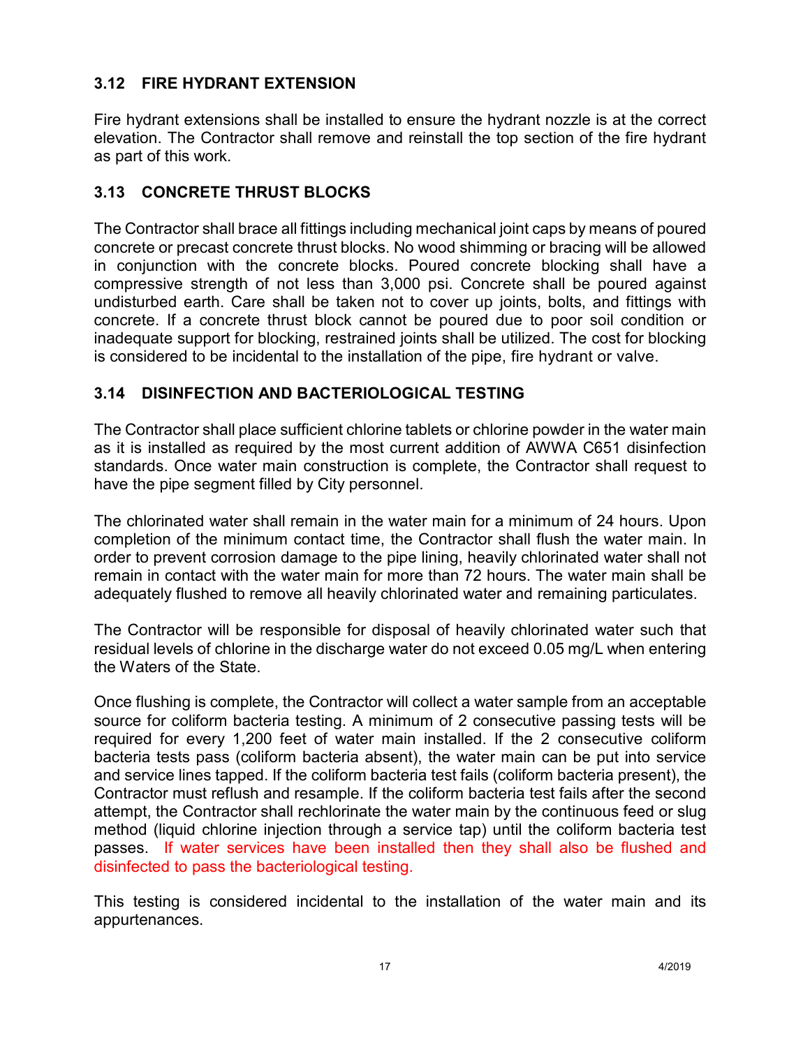### 3.12 FIRE HYDRANT EXTENSION

Fire hydrant extensions shall be installed to ensure the hydrant nozzle is at the correct elevation. The Contractor shall remove and reinstall the top section of the fire hydrant as part of this work.

### 3.13 CONCRETE THRUST BLOCKS

The Contractor shall brace all fittings including mechanical joint caps by means of poured concrete or precast concrete thrust blocks. No wood shimming or bracing will be allowed in conjunction with the concrete blocks. Poured concrete blocking shall have a compressive strength of not less than 3,000 psi. Concrete shall be poured against undisturbed earth. Care shall be taken not to cover up joints, bolts, and fittings with concrete. If a concrete thrust block cannot be poured due to poor soil condition or inadequate support for blocking, restrained joints shall be utilized. The cost for blocking is considered to be incidental to the installation of the pipe, fire hydrant or valve.

### 3.14 DISINFECTION AND BACTERIOLOGICAL TESTING

The Contractor shall place sufficient chlorine tablets or chlorine powder in the water main as it is installed as required by the most current addition of AWWA C651 disinfection standards. Once water main construction is complete, the Contractor shall request to have the pipe segment filled by City personnel.

The chlorinated water shall remain in the water main for a minimum of 24 hours. Upon completion of the minimum contact time, the Contractor shall flush the water main. In order to prevent corrosion damage to the pipe lining, heavily chlorinated water shall not remain in contact with the water main for more than 72 hours. The water main shall be adequately flushed to remove all heavily chlorinated water and remaining particulates.

The Contractor will be responsible for disposal of heavily chlorinated water such that residual levels of chlorine in the discharge water do not exceed 0.05 mg/L when entering the Waters of the State.

Once flushing is complete, the Contractor will collect a water sample from an acceptable source for coliform bacteria testing. A minimum of 2 consecutive passing tests will be required for every 1,200 feet of water main installed. If the 2 consecutive coliform bacteria tests pass (coliform bacteria absent), the water main can be put into service and service lines tapped. If the coliform bacteria test fails (coliform bacteria present), the Contractor must reflush and resample. If the coliform bacteria test fails after the second attempt, the Contractor shall rechlorinate the water main by the continuous feed or slug method (liquid chlorine injection through a service tap) until the coliform bacteria test passes. If water services have been installed then they shall also be flushed and disinfected to pass the bacteriological testing.

This testing is considered incidental to the installation of the water main and its appurtenances.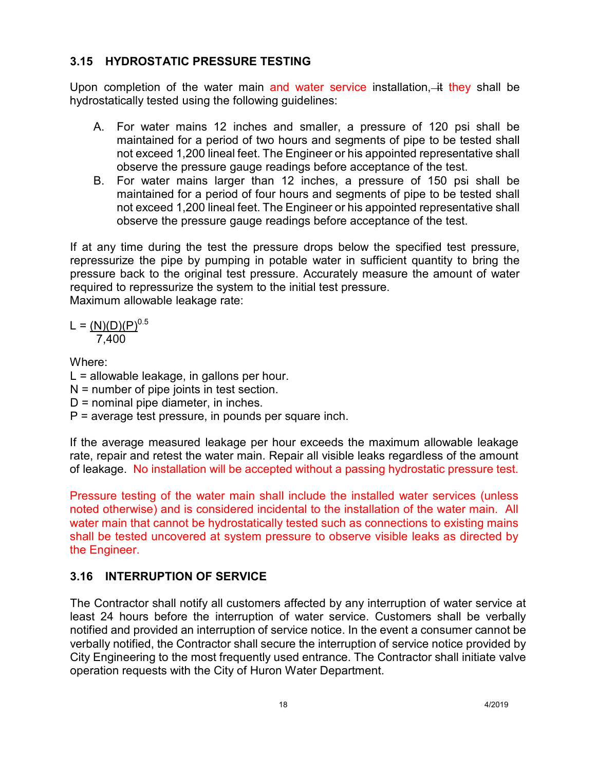### 3.15 HYDROSTATIC PRESSURE TESTING

Upon completion of the water main and water service installation, ~~it~~ they shall be hydrostatically tested using the following guidelines:

A. For water mains 12 inches and smaller, a pressure of 120 psi shall be maintained for a period of two hours and segments of pipe to be tested shall not exceed 1,200 lineal feet. The Engineer or his appointed representative shall observe the pressure gauge readings before acceptance of the test.

B. For water mains larger than 12 inches, a pressure of 150 psi shall be maintained for a period of four hours and segments of pipe to be tested shall not exceed 1,200 lineal feet. The Engineer or his appointed representative shall observe the pressure gauge readings before acceptance of the test.

If at any time during the test the pressure drops below the specified test pressure, repressurize the pipe by pumping in potable water in sufficient quantity to bring the pressure back to the original test pressure. Accurately measure the amount of water required to repressurize the system to the initial test pressure.
Maximum allowable leakage rate:

$$L = \frac{(N)(D)(P)^{0.5}}{7{,}400}$$

Where:
L = allowable leakage, in gallons per hour.
N = number of pipe joints in test section.
D = nominal pipe diameter, in inches.
P = average test pressure, in pounds per square inch.

If the average measured leakage per hour exceeds the maximum allowable leakage rate, repair and retest the water main. Repair all visible leaks regardless of the amount of leakage. No installation will be accepted without a passing hydrostatic pressure test.

Pressure testing of the water main shall include the installed water services (unless noted otherwise) and is considered incidental to the installation of the water main. All water main that cannot be hydrostatically tested such as connections to existing mains shall be tested uncovered at system pressure to observe visible leaks as directed by the Engineer.

### 3.16 INTERRUPTION OF SERVICE

The Contractor shall notify all customers affected by any interruption of water service at least 24 hours before the interruption of water service. Customers shall be verbally notified and provided an interruption of service notice. In the event a consumer cannot be verbally notified, the Contractor shall secure the interruption of service notice provided by City Engineering to the most frequently used entrance. The Contractor shall initiate valve operation requests with the City of Huron Water Department.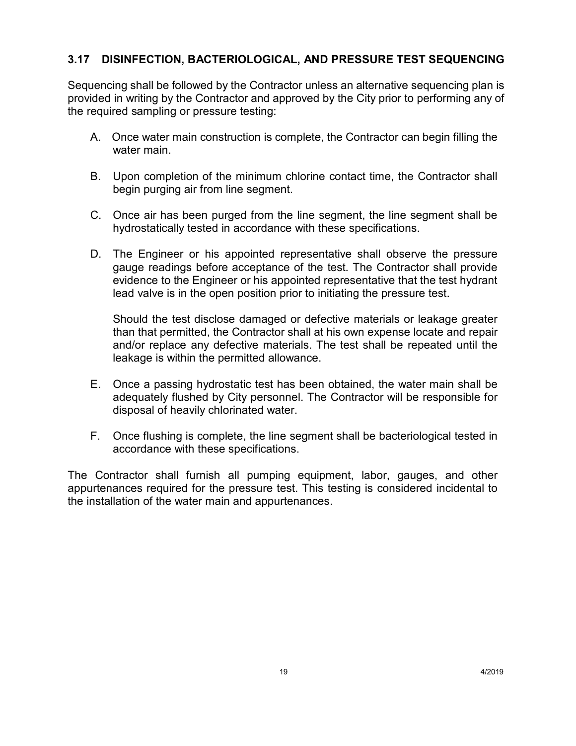### 3.17 DISINFECTION, BACTERIOLOGICAL, AND PRESSURE TEST SEQUENCING

Sequencing shall be followed by the Contractor unless an alternative sequencing plan is provided in writing by the Contractor and approved by the City prior to performing any of the required sampling or pressure testing:

A. Once water main construction is complete, the Contractor can begin filling the water main.

B. Upon completion of the minimum chlorine contact time, the Contractor shall begin purging air from line segment.

C. Once air has been purged from the line segment, the line segment shall be hydrostatically tested in accordance with these specifications.

D. The Engineer or his appointed representative shall observe the pressure gauge readings before acceptance of the test. The Contractor shall provide evidence to the Engineer or his appointed representative that the test hydrant lead valve is in the open position prior to initiating the pressure test.

   Should the test disclose damaged or defective materials or leakage greater than that permitted, the Contractor shall at his own expense locate and repair and/or replace any defective materials. The test shall be repeated until the leakage is within the permitted allowance.

E. Once a passing hydrostatic test has been obtained, the water main shall be adequately flushed by City personnel. The Contractor will be responsible for disposal of heavily chlorinated water.

F. Once flushing is complete, the line segment shall be bacteriological tested in accordance with these specifications.

The Contractor shall furnish all pumping equipment, labor, gauges, and other appurtenances required for the pressure test. This testing is considered incidental to the installation of the water main and appurtenances.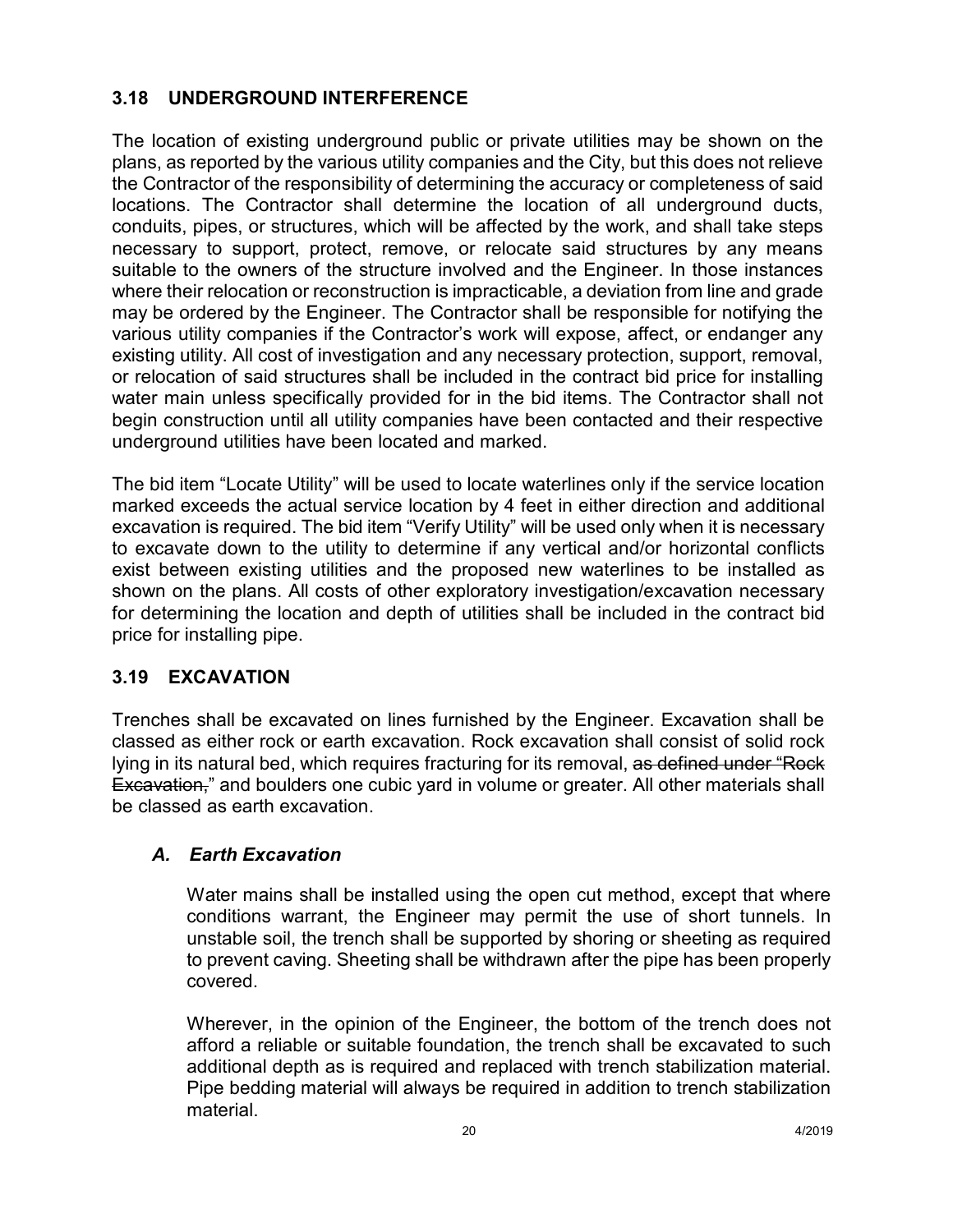## 3.18 UNDERGROUND INTERFERENCE

The location of existing underground public or private utilities may be shown on the plans, as reported by the various utility companies and the City, but this does not relieve the Contractor of the responsibility of determining the accuracy or completeness of said locations. The Contractor shall determine the location of all underground ducts, conduits, pipes, or structures, which will be affected by the work, and shall take steps necessary to support, protect, remove, or relocate said structures by any means suitable to the owners of the structure involved and the Engineer. In those instances where their relocation or reconstruction is impracticable, a deviation from line and grade may be ordered by the Engineer. The Contractor shall be responsible for notifying the various utility companies if the Contractor's work will expose, affect, or endanger any existing utility. All cost of investigation and any necessary protection, support, removal, or relocation of said structures shall be included in the contract bid price for installing water main unless specifically provided for in the bid items. The Contractor shall not begin construction until all utility companies have been contacted and their respective underground utilities have been located and marked.

The bid item "Locate Utility" will be used to locate waterlines only if the service location marked exceeds the actual service location by 4 feet in either direction and additional excavation is required. The bid item "Verify Utility" will be used only when it is necessary to excavate down to the utility to determine if any vertical and/or horizontal conflicts exist between existing utilities and the proposed new waterlines to be installed as shown on the plans. All costs of other exploratory investigation/excavation necessary for determining the location and depth of utilities shall be included in the contract bid price for installing pipe.

## 3.19 EXCAVATION

Trenches shall be excavated on lines furnished by the Engineer. Excavation shall be classed as either rock or earth excavation. Rock excavation shall consist of solid rock lying in its natural bed, which requires fracturing for its removal, ~~as defined under "Rock Excavation,"~~ and boulders one cubic yard in volume or greater. All other materials shall be classed as earth excavation.

### *A. Earth Excavation*

Water mains shall be installed using the open cut method, except that where conditions warrant, the Engineer may permit the use of short tunnels. In unstable soil, the trench shall be supported by shoring or sheeting as required to prevent caving. Sheeting shall be withdrawn after the pipe has been properly covered.

Wherever, in the opinion of the Engineer, the bottom of the trench does not afford a reliable or suitable foundation, the trench shall be excavated to such additional depth as is required and replaced with trench stabilization material. Pipe bedding material will always be required in addition to trench stabilization material.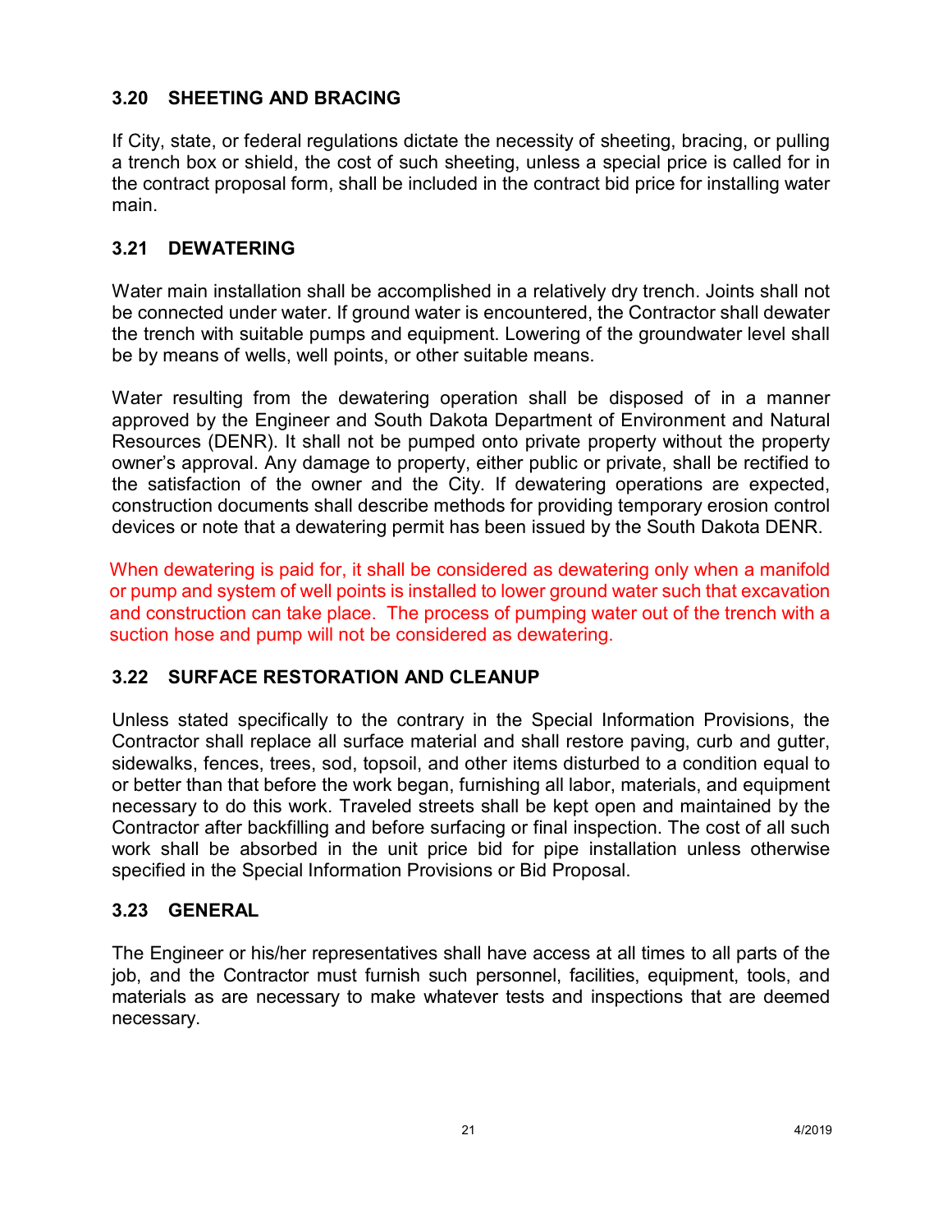## 3.20 SHEETING AND BRACING

If City, state, or federal regulations dictate the necessity of sheeting, bracing, or pulling a trench box or shield, the cost of such sheeting, unless a special price is called for in the contract proposal form, shall be included in the contract bid price for installing water main.

## 3.21 DEWATERING

Water main installation shall be accomplished in a relatively dry trench. Joints shall not be connected under water. If ground water is encountered, the Contractor shall dewater the trench with suitable pumps and equipment. Lowering of the groundwater level shall be by means of wells, well points, or other suitable means.

Water resulting from the dewatering operation shall be disposed of in a manner approved by the Engineer and South Dakota Department of Environment and Natural Resources (DENR). It shall not be pumped onto private property without the property owner's approval. Any damage to property, either public or private, shall be rectified to the satisfaction of the owner and the City. If dewatering operations are expected, construction documents shall describe methods for providing temporary erosion control devices or note that a dewatering permit has been issued by the South Dakota DENR.

When dewatering is paid for, it shall be considered as dewatering only when a manifold or pump and system of well points is installed to lower ground water such that excavation and construction can take place. The process of pumping water out of the trench with a suction hose and pump will not be considered as dewatering.

## 3.22 SURFACE RESTORATION AND CLEANUP

Unless stated specifically to the contrary in the Special Information Provisions, the Contractor shall replace all surface material and shall restore paving, curb and gutter, sidewalks, fences, trees, sod, topsoil, and other items disturbed to a condition equal to or better than that before the work began, furnishing all labor, materials, and equipment necessary to do this work. Traveled streets shall be kept open and maintained by the Contractor after backfilling and before surfacing or final inspection. The cost of all such work shall be absorbed in the unit price bid for pipe installation unless otherwise specified in the Special Information Provisions or Bid Proposal.

## 3.23 GENERAL

The Engineer or his/her representatives shall have access at all times to all parts of the job, and the Contractor must furnish such personnel, facilities, equipment, tools, and materials as are necessary to make whatever tests and inspections that are deemed necessary.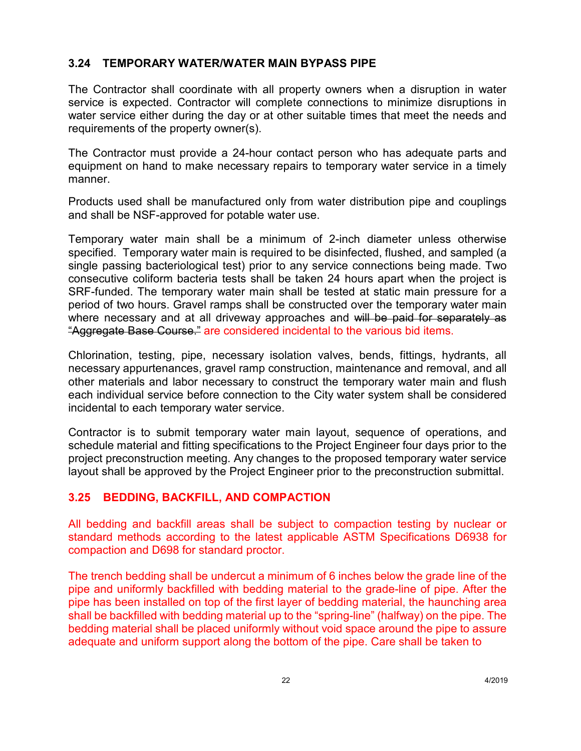### 3.24 TEMPORARY WATER/WATER MAIN BYPASS PIPE

The Contractor shall coordinate with all property owners when a disruption in water service is expected. Contractor will complete connections to minimize disruptions in water service either during the day or at other suitable times that meet the needs and requirements of the property owner(s).

The Contractor must provide a 24-hour contact person who has adequate parts and equipment on hand to make necessary repairs to temporary water service in a timely manner.

Products used shall be manufactured only from water distribution pipe and couplings and shall be NSF-approved for potable water use.

Temporary water main shall be a minimum of 2-inch diameter unless otherwise specified. Temporary water main is required to be disinfected, flushed, and sampled (a single passing bacteriological test) prior to any service connections being made. Two consecutive coliform bacteria tests shall be taken 24 hours apart when the project is SRF-funded. The temporary water main shall be tested at static main pressure for a period of two hours. Gravel ramps shall be constructed over the temporary water main where necessary and at all driveway approaches and ~~will be paid for separately as "Aggregate Base Course."~~ are considered incidental to the various bid items.

Chlorination, testing, pipe, necessary isolation valves, bends, fittings, hydrants, all necessary appurtenances, gravel ramp construction, maintenance and removal, and all other materials and labor necessary to construct the temporary water main and flush each individual service before connection to the City water system shall be considered incidental to each temporary water service.

Contractor is to submit temporary water main layout, sequence of operations, and schedule material and fitting specifications to the Project Engineer four days prior to the project preconstruction meeting. Any changes to the proposed temporary water service layout shall be approved by the Project Engineer prior to the preconstruction submittal.

### 3.25 BEDDING, BACKFILL, AND COMPACTION

All bedding and backfill areas shall be subject to compaction testing by nuclear or standard methods according to the latest applicable ASTM Specifications D6938 for compaction and D698 for standard proctor.

The trench bedding shall be undercut a minimum of 6 inches below the grade line of the pipe and uniformly backfilled with bedding material to the grade-line of pipe. After the pipe has been installed on top of the first layer of bedding material, the haunching area shall be backfilled with bedding material up to the "spring-line" (halfway) on the pipe. The bedding material shall be placed uniformly without void space around the pipe to assure adequate and uniform support along the bottom of the pipe. Care shall be taken to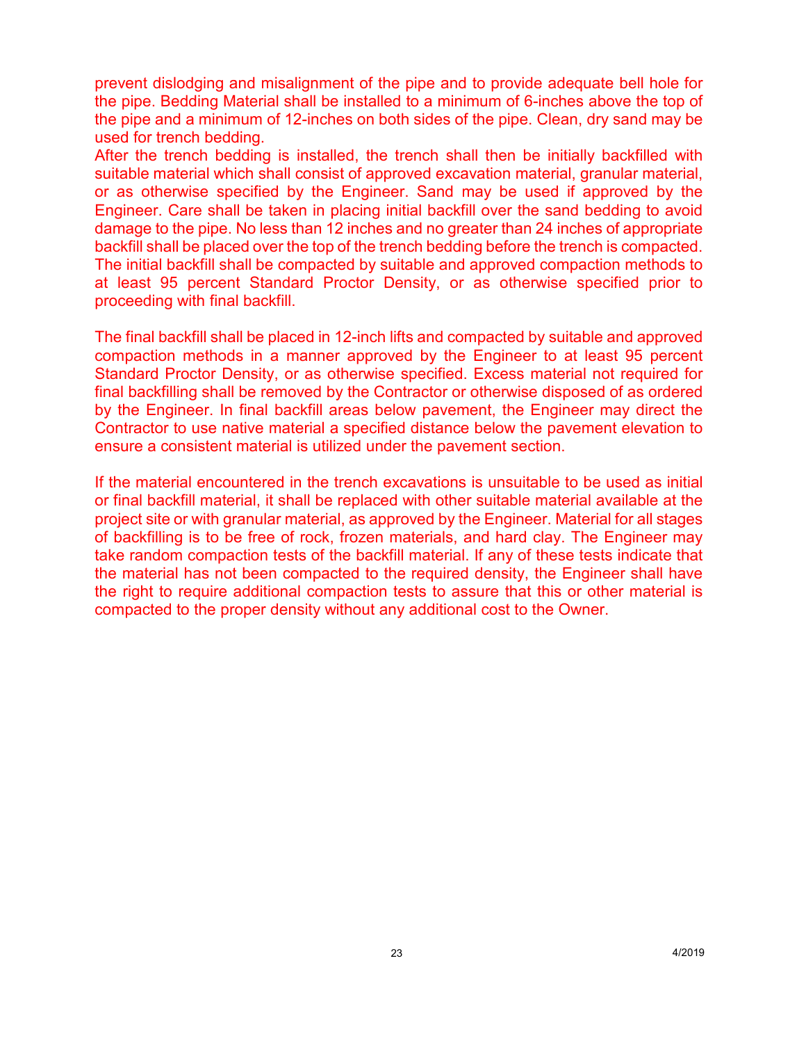prevent dislodging and misalignment of the pipe and to provide adequate bell hole for the pipe. Bedding Material shall be installed to a minimum of 6-inches above the top of the pipe and a minimum of 12-inches on both sides of the pipe. Clean, dry sand may be used for trench bedding.

After the trench bedding is installed, the trench shall then be initially backfilled with suitable material which shall consist of approved excavation material, granular material, or as otherwise specified by the Engineer. Sand may be used if approved by the Engineer. Care shall be taken in placing initial backfill over the sand bedding to avoid damage to the pipe. No less than 12 inches and no greater than 24 inches of appropriate backfill shall be placed over the top of the trench bedding before the trench is compacted. The initial backfill shall be compacted by suitable and approved compaction methods to at least 95 percent Standard Proctor Density, or as otherwise specified prior to proceeding with final backfill.

The final backfill shall be placed in 12-inch lifts and compacted by suitable and approved compaction methods in a manner approved by the Engineer to at least 95 percent Standard Proctor Density, or as otherwise specified. Excess material not required for final backfilling shall be removed by the Contractor or otherwise disposed of as ordered by the Engineer. In final backfill areas below pavement, the Engineer may direct the Contractor to use native material a specified distance below the pavement elevation to ensure a consistent material is utilized under the pavement section.

If the material encountered in the trench excavations is unsuitable to be used as initial or final backfill material, it shall be replaced with other suitable material available at the project site or with granular material, as approved by the Engineer. Material for all stages of backfilling is to be free of rock, frozen materials, and hard clay. The Engineer may take random compaction tests of the backfill material. If any of these tests indicate that the material has not been compacted to the required density, the Engineer shall have the right to require additional compaction tests to assure that this or other material is compacted to the proper density without any additional cost to the Owner.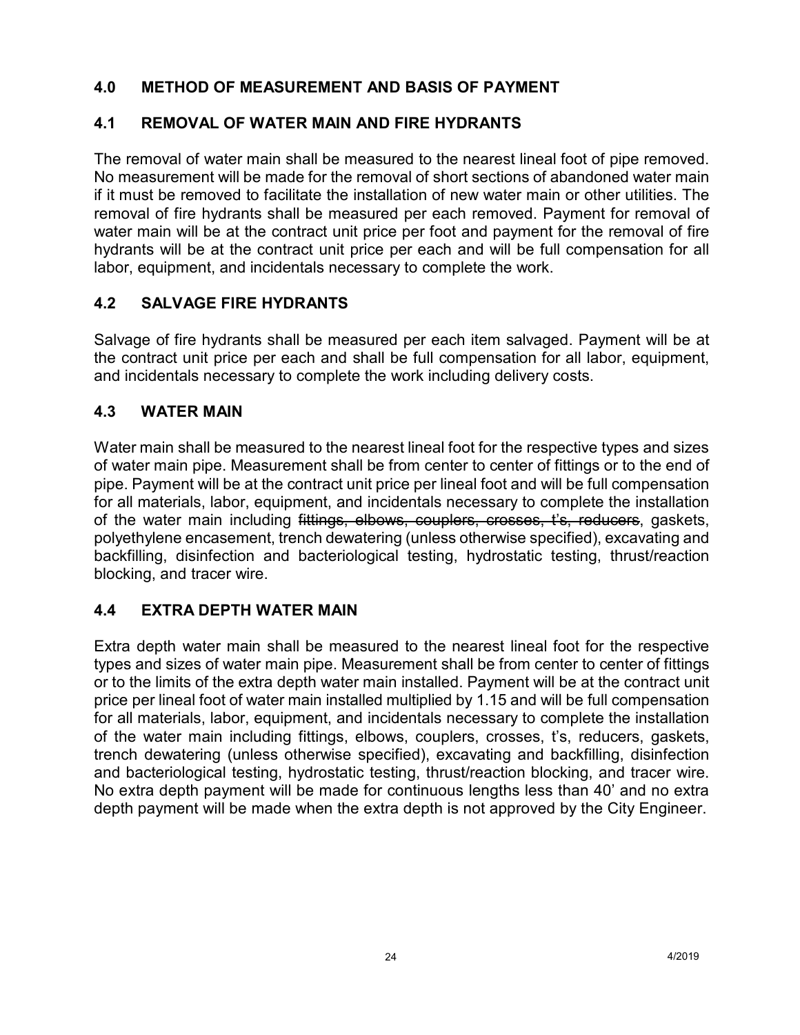## 4.0 METHOD OF MEASUREMENT AND BASIS OF PAYMENT

### 4.1 REMOVAL OF WATER MAIN AND FIRE HYDRANTS

The removal of water main shall be measured to the nearest lineal foot of pipe removed. No measurement will be made for the removal of short sections of abandoned water main if it must be removed to facilitate the installation of new water main or other utilities. The removal of fire hydrants shall be measured per each removed. Payment for removal of water main will be at the contract unit price per foot and payment for the removal of fire hydrants will be at the contract unit price per each and will be full compensation for all labor, equipment, and incidentals necessary to complete the work.

### 4.2 SALVAGE FIRE HYDRANTS

Salvage of fire hydrants shall be measured per each item salvaged. Payment will be at the contract unit price per each and shall be full compensation for all labor, equipment, and incidentals necessary to complete the work including delivery costs.

### 4.3 WATER MAIN

Water main shall be measured to the nearest lineal foot for the respective types and sizes of water main pipe. Measurement shall be from center to center of fittings or to the end of pipe. Payment will be at the contract unit price per lineal foot and will be full compensation for all materials, labor, equipment, and incidentals necessary to complete the installation of the water main including ~~fittings, elbows, couplers, crosses, t's, reducers~~, gaskets, polyethylene encasement, trench dewatering (unless otherwise specified), excavating and backfilling, disinfection and bacteriological testing, hydrostatic testing, thrust/reaction blocking, and tracer wire.

### 4.4 EXTRA DEPTH WATER MAIN

Extra depth water main shall be measured to the nearest lineal foot for the respective types and sizes of water main pipe. Measurement shall be from center to center of fittings or to the limits of the extra depth water main installed. Payment will be at the contract unit price per lineal foot of water main installed multiplied by 1.15 and will be full compensation for all materials, labor, equipment, and incidentals necessary to complete the installation of the water main including fittings, elbows, couplers, crosses, t's, reducers, gaskets, trench dewatering (unless otherwise specified), excavating and backfilling, disinfection and bacteriological testing, hydrostatic testing, thrust/reaction blocking, and tracer wire. No extra depth payment will be made for continuous lengths less than 40' and no extra depth payment will be made when the extra depth is not approved by the City Engineer.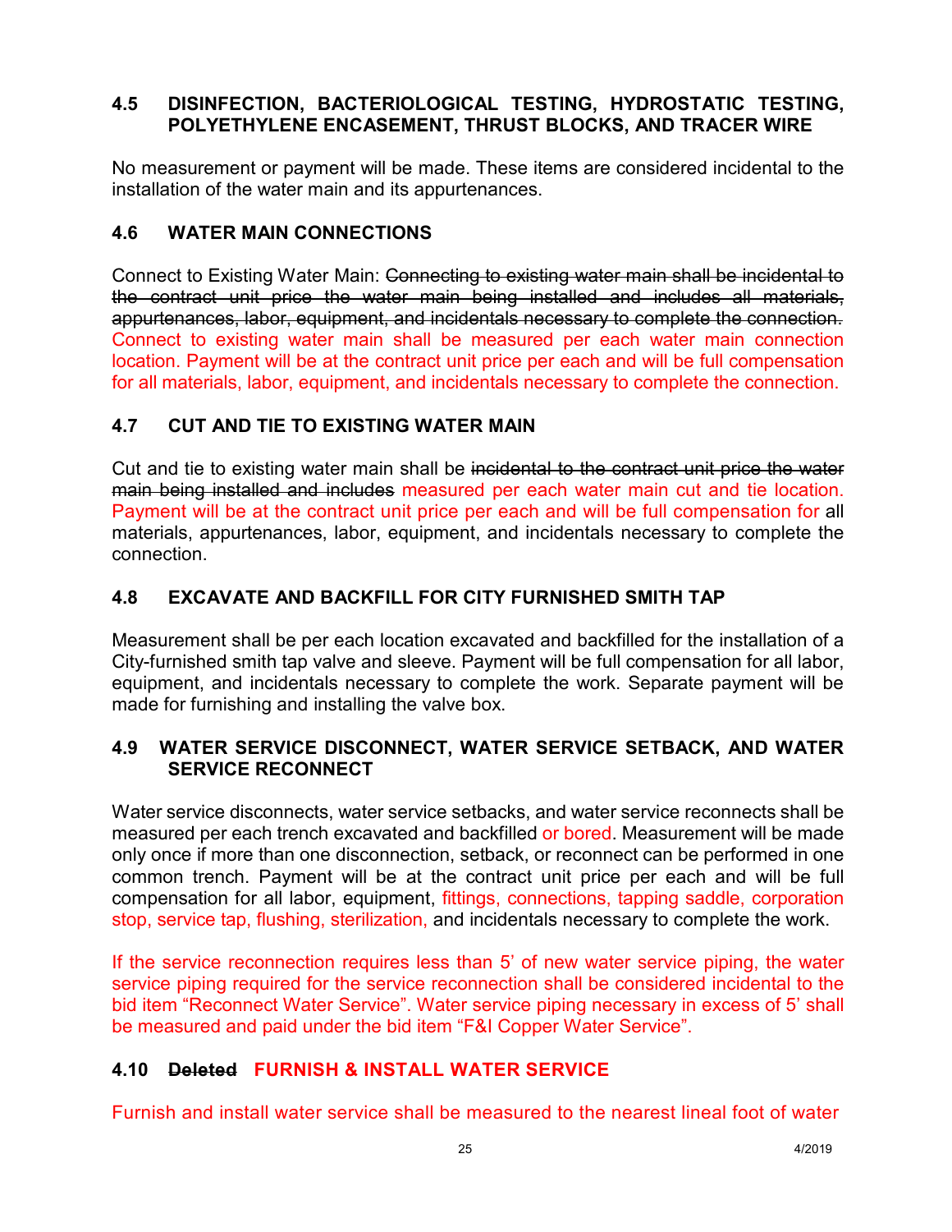## 4.5 DISINFECTION, BACTERIOLOGICAL TESTING, HYDROSTATIC TESTING, POLYETHYLENE ENCASEMENT, THRUST BLOCKS, AND TRACER WIRE

No measurement or payment will be made. These items are considered incidental to the installation of the water main and its appurtenances.

## 4.6 WATER MAIN CONNECTIONS

Connect to Existing Water Main: ~~Connecting to existing water main shall be incidental to the contract unit price the water main being installed and includes all materials, appurtenances, labor, equipment, and incidentals necessary to complete the connection.~~ Connect to existing water main shall be measured per each water main connection location. Payment will be at the contract unit price per each and will be full compensation for all materials, labor, equipment, and incidentals necessary to complete the connection.

## 4.7 CUT AND TIE TO EXISTING WATER MAIN

Cut and tie to existing water main shall be ~~incidental to the contract unit price the water main being installed and includes~~ measured per each water main cut and tie location. Payment will be at the contract unit price per each and will be full compensation for all materials, appurtenances, labor, equipment, and incidentals necessary to complete the connection.

## 4.8 EXCAVATE AND BACKFILL FOR CITY FURNISHED SMITH TAP

Measurement shall be per each location excavated and backfilled for the installation of a City-furnished smith tap valve and sleeve. Payment will be full compensation for all labor, equipment, and incidentals necessary to complete the work. Separate payment will be made for furnishing and installing the valve box.

## 4.9 WATER SERVICE DISCONNECT, WATER SERVICE SETBACK, AND WATER SERVICE RECONNECT

Water service disconnects, water service setbacks, and water service reconnects shall be measured per each trench excavated and backfilled or bored. Measurement will be made only once if more than one disconnection, setback, or reconnect can be performed in one common trench. Payment will be at the contract unit price per each and will be full compensation for all labor, equipment, fittings, connections, tapping saddle, corporation stop, service tap, flushing, sterilization, and incidentals necessary to complete the work.

If the service reconnection requires less than 5' of new water service piping, the water service piping required for the service reconnection shall be considered incidental to the bid item "Reconnect Water Service". Water service piping necessary in excess of 5' shall be measured and paid under the bid item "F&I Copper Water Service".

## 4.10 ~~Deleted~~ FURNISH & INSTALL WATER SERVICE

Furnish and install water service shall be measured to the nearest lineal foot of water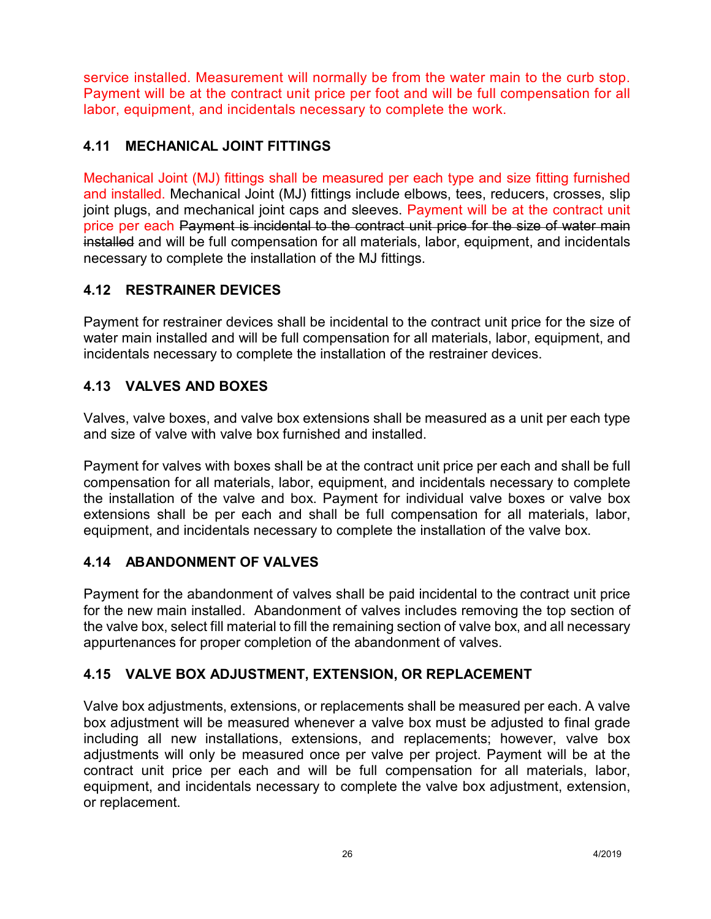service installed. Measurement will normally be from the water main to the curb stop. Payment will be at the contract unit price per foot and will be full compensation for all labor, equipment, and incidentals necessary to complete the work.

## 4.11 MECHANICAL JOINT FITTINGS

Mechanical Joint (MJ) fittings shall be measured per each type and size fitting furnished and installed. Mechanical Joint (MJ) fittings include elbows, tees, reducers, crosses, slip joint plugs, and mechanical joint caps and sleeves. Payment will be at the contract unit price per each ~~Payment is incidental to the contract unit price for the size of water main installed~~ and will be full compensation for all materials, labor, equipment, and incidentals necessary to complete the installation of the MJ fittings.

## 4.12 RESTRAINER DEVICES

Payment for restrainer devices shall be incidental to the contract unit price for the size of water main installed and will be full compensation for all materials, labor, equipment, and incidentals necessary to complete the installation of the restrainer devices.

## 4.13 VALVES AND BOXES

Valves, valve boxes, and valve box extensions shall be measured as a unit per each type and size of valve with valve box furnished and installed.

Payment for valves with boxes shall be at the contract unit price per each and shall be full compensation for all materials, labor, equipment, and incidentals necessary to complete the installation of the valve and box. Payment for individual valve boxes or valve box extensions shall be per each and shall be full compensation for all materials, labor, equipment, and incidentals necessary to complete the installation of the valve box.

## 4.14 ABANDONMENT OF VALVES

Payment for the abandonment of valves shall be paid incidental to the contract unit price for the new main installed. Abandonment of valves includes removing the top section of the valve box, select fill material to fill the remaining section of valve box, and all necessary appurtenances for proper completion of the abandonment of valves.

## 4.15 VALVE BOX ADJUSTMENT, EXTENSION, OR REPLACEMENT

Valve box adjustments, extensions, or replacements shall be measured per each. A valve box adjustment will be measured whenever a valve box must be adjusted to final grade including all new installations, extensions, and replacements; however, valve box adjustments will only be measured once per valve per project. Payment will be at the contract unit price per each and will be full compensation for all materials, labor, equipment, and incidentals necessary to complete the valve box adjustment, extension, or replacement.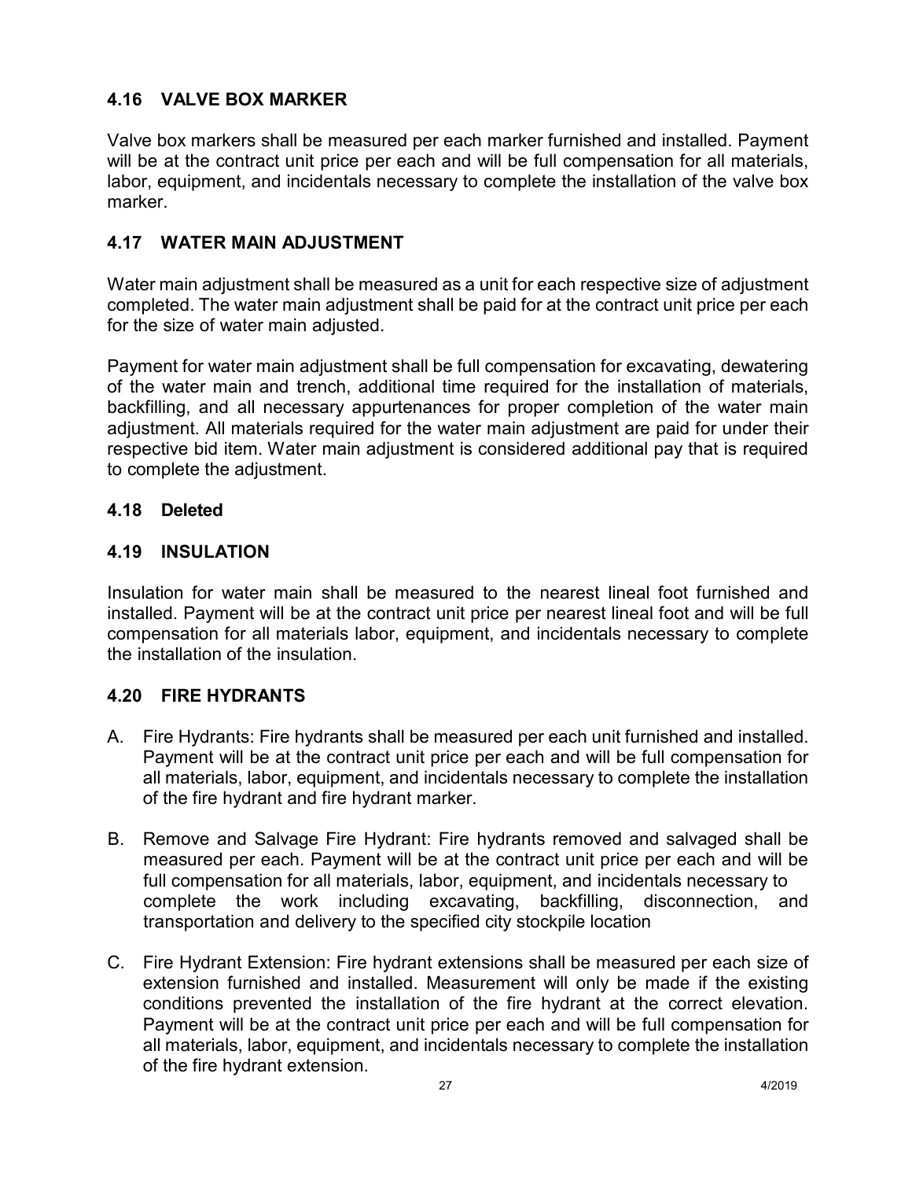### 4.16 VALVE BOX MARKER

Valve box markers shall be measured per each marker furnished and installed. Payment will be at the contract unit price per each and will be full compensation for all materials, labor, equipment, and incidentals necessary to complete the installation of the valve box marker.

### 4.17 WATER MAIN ADJUSTMENT

Water main adjustment shall be measured as a unit for each respective size of adjustment completed. The water main adjustment shall be paid for at the contract unit price per each for the size of water main adjusted.

Payment for water main adjustment shall be full compensation for excavating, dewatering of the water main and trench, additional time required for the installation of materials, backfilling, and all necessary appurtenances for proper completion of the water main adjustment. All materials required for the water main adjustment are paid for under their respective bid item. Water main adjustment is considered additional pay that is required to complete the adjustment.

### 4.18 Deleted

### 4.19 INSULATION

Insulation for water main shall be measured to the nearest lineal foot furnished and installed. Payment will be at the contract unit price per nearest lineal foot and will be full compensation for all materials labor, equipment, and incidentals necessary to complete the installation of the insulation.

### 4.20 FIRE HYDRANTS

A. Fire Hydrants: Fire hydrants shall be measured per each unit furnished and installed. Payment will be at the contract unit price per each and will be full compensation for all materials, labor, equipment, and incidentals necessary to complete the installation of the fire hydrant and fire hydrant marker.

B. Remove and Salvage Fire Hydrant: Fire hydrants removed and salvaged shall be measured per each. Payment will be at the contract unit price per each and will be full compensation for all materials, labor, equipment, and incidentals necessary to complete the work including excavating, backfilling, disconnection, and transportation and delivery to the specified city stockpile location

C. Fire Hydrant Extension: Fire hydrant extensions shall be measured per each size of extension furnished and installed. Measurement will only be made if the existing conditions prevented the installation of the fire hydrant at the correct elevation. Payment will be at the contract unit price per each and will be full compensation for all materials, labor, equipment, and incidentals necessary to complete the installation of the fire hydrant extension.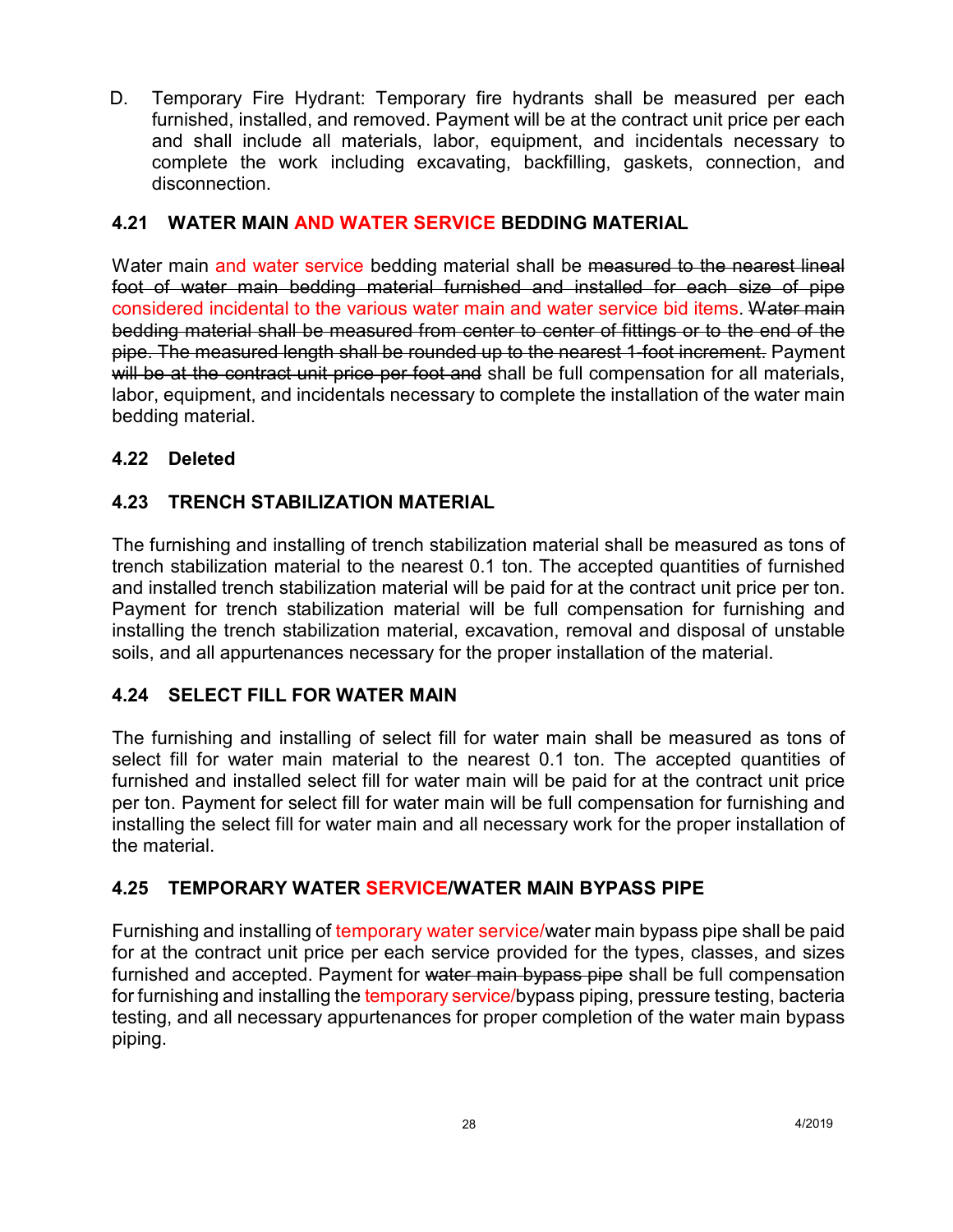D. Temporary Fire Hydrant: Temporary fire hydrants shall be measured per each furnished, installed, and removed. Payment will be at the contract unit price per each and shall include all materials, labor, equipment, and incidentals necessary to complete the work including excavating, backfilling, gaskets, connection, and disconnection.

### 4.21 WATER MAIN AND WATER SERVICE BEDDING MATERIAL

Water main and water service bedding material shall be ~~measured to the nearest lineal foot of water main bedding material furnished and installed for each size of pipe~~ considered incidental to the various water main and water service bid items. ~~Water main bedding material shall be measured from center to center of fittings or to the end of the pipe. The measured length shall be rounded up to the nearest 1-foot increment.~~ Payment ~~will be at the contract unit price per foot and~~ shall be full compensation for all materials, labor, equipment, and incidentals necessary to complete the installation of the water main bedding material.

### 4.22 Deleted

### 4.23 TRENCH STABILIZATION MATERIAL

The furnishing and installing of trench stabilization material shall be measured as tons of trench stabilization material to the nearest 0.1 ton. The accepted quantities of furnished and installed trench stabilization material will be paid for at the contract unit price per ton. Payment for trench stabilization material will be full compensation for furnishing and installing the trench stabilization material, excavation, removal and disposal of unstable soils, and all appurtenances necessary for the proper installation of the material.

### 4.24 SELECT FILL FOR WATER MAIN

The furnishing and installing of select fill for water main shall be measured as tons of select fill for water main material to the nearest 0.1 ton. The accepted quantities of furnished and installed select fill for water main will be paid for at the contract unit price per ton. Payment for select fill for water main will be full compensation for furnishing and installing the select fill for water main and all necessary work for the proper installation of the material.

### 4.25 TEMPORARY WATER SERVICE/WATER MAIN BYPASS PIPE

Furnishing and installing of temporary water service/water main bypass pipe shall be paid for at the contract unit price per each service provided for the types, classes, and sizes furnished and accepted. Payment for ~~water main bypass pipe~~ shall be full compensation for furnishing and installing the temporary service/bypass piping, pressure testing, bacteria testing, and all necessary appurtenances for proper completion of the water main bypass piping.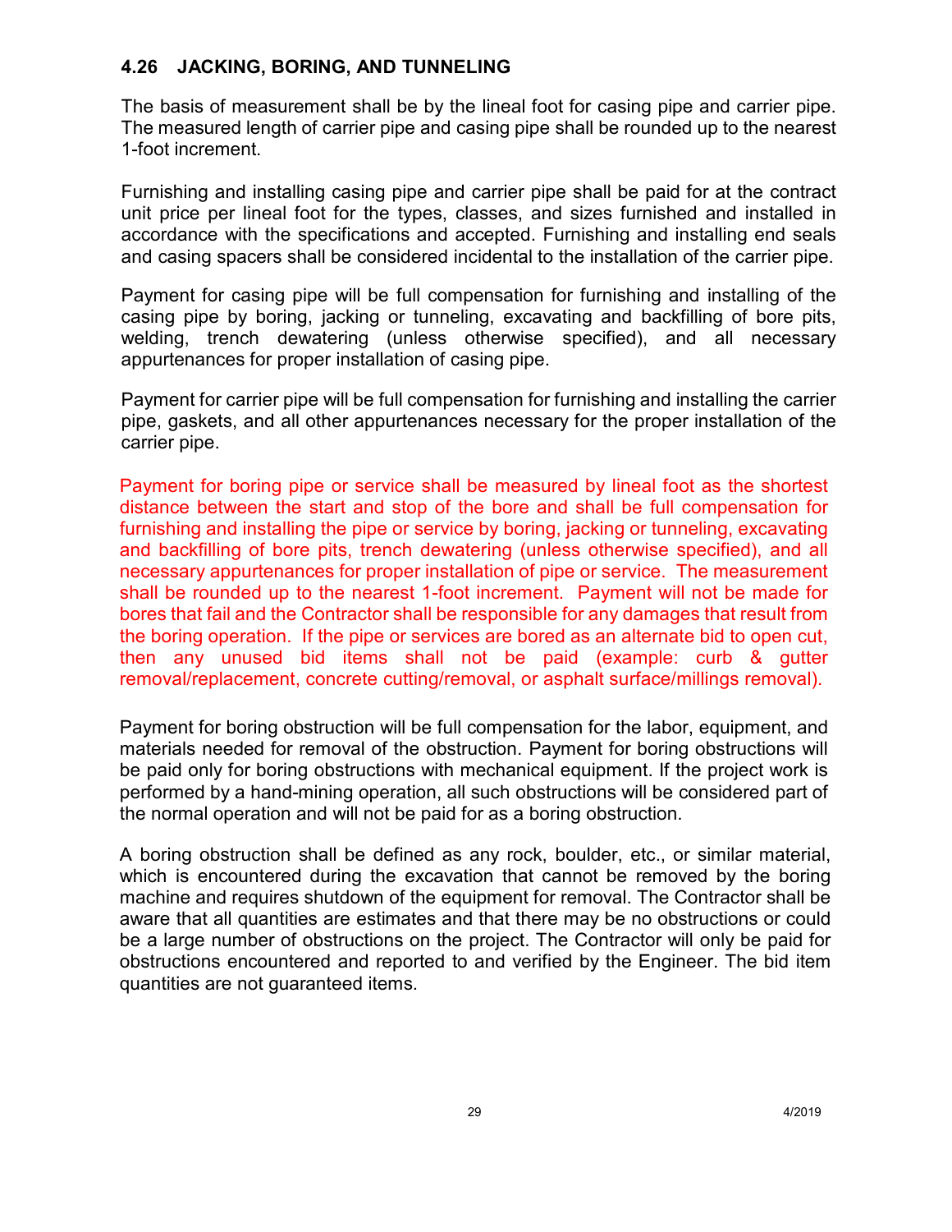## 4.26 JACKING, BORING, AND TUNNELING

The basis of measurement shall be by the lineal foot for casing pipe and carrier pipe. The measured length of carrier pipe and casing pipe shall be rounded up to the nearest 1-foot increment.

Furnishing and installing casing pipe and carrier pipe shall be paid for at the contract unit price per lineal foot for the types, classes, and sizes furnished and installed in accordance with the specifications and accepted. Furnishing and installing end seals and casing spacers shall be considered incidental to the installation of the carrier pipe.

Payment for casing pipe will be full compensation for furnishing and installing of the casing pipe by boring, jacking or tunneling, excavating and backfilling of bore pits, welding, trench dewatering (unless otherwise specified), and all necessary appurtenances for proper installation of casing pipe.

Payment for carrier pipe will be full compensation for furnishing and installing the carrier pipe, gaskets, and all other appurtenances necessary for the proper installation of the carrier pipe.

Payment for boring pipe or service shall be measured by lineal foot as the shortest distance between the start and stop of the bore and shall be full compensation for furnishing and installing the pipe or service by boring, jacking or tunneling, excavating and backfilling of bore pits, trench dewatering (unless otherwise specified), and all necessary appurtenances for proper installation of pipe or service. The measurement shall be rounded up to the nearest 1-foot increment. Payment will not be made for bores that fail and the Contractor shall be responsible for any damages that result from the boring operation. If the pipe or services are bored as an alternate bid to open cut, then any unused bid items shall not be paid (example: curb & gutter removal/replacement, concrete cutting/removal, or asphalt surface/millings removal).

Payment for boring obstruction will be full compensation for the labor, equipment, and materials needed for removal of the obstruction. Payment for boring obstructions will be paid only for boring obstructions with mechanical equipment. If the project work is performed by a hand-mining operation, all such obstructions will be considered part of the normal operation and will not be paid for as a boring obstruction.

A boring obstruction shall be defined as any rock, boulder, etc., or similar material, which is encountered during the excavation that cannot be removed by the boring machine and requires shutdown of the equipment for removal. The Contractor shall be aware that all quantities are estimates and that there may be no obstructions or could be a large number of obstructions on the project. The Contractor will only be paid for obstructions encountered and reported to and verified by the Engineer. The bid item quantities are not guaranteed items.